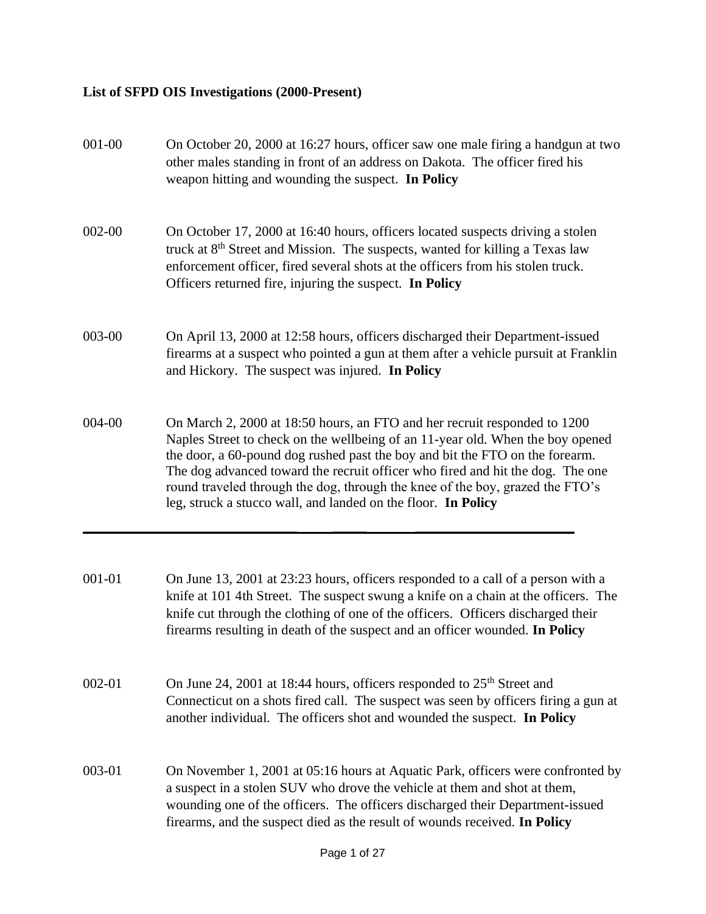**List of SFPD OIS Investigations (2000-Present)**

001-00 On October 20, 2000 at 16:27 hours, officer saw one male firing a handgun at two other males standing in front of an address on Dakota. The officer fired his weapon hitting and wounding the suspect. **In Policy**

002-00 On October 17, 2000 at 16:40 hours, officers located suspects driving a stolen truck at 8th Street and Mission. The suspects, wanted for killing a Texas law enforcement officer, fired several shots at the officers from his stolen truck. Officers returned fire, injuring the suspect. **In Policy**

003-00 On April 13, 2000 at 12:58 hours, officers discharged their Department-issued firearms at a suspect who pointed a gun at them after a vehicle pursuit at Franklin and Hickory. The suspect was injured. **In Policy**

004-00 On March 2, 2000 at 18:50 hours, an FTO and her recruit responded to 1200 Naples Street to check on the wellbeing of an 11-year old. When the boy opened the door, a 60-pound dog rushed past the boy and bit the FTO on the forearm. The dog advanced toward the recruit officer who fired and hit the dog. The one round traveled through the dog, through the knee of the boy, grazed the FTO's leg, struck a stucco wall, and landed on the floor. **In Policy**

---

001-01 On June 13, 2001 at 23:23 hours, officers responded to a call of a person with a knife at 101 4th Street. The suspect swung a knife on a chain at the officers. The knife cut through the clothing of one of the officers. Officers discharged their firearms resulting in death of the suspect and an officer wounded. **In Policy**

002-01 On June 24, 2001 at 18:44 hours, officers responded to 25th Street and Connecticut on a shots fired call. The suspect was seen by officers firing a gun at another individual. The officers shot and wounded the suspect. **In Policy**

003-01 On November 1, 2001 at 05:16 hours at Aquatic Park, officers were confronted by a suspect in a stolen SUV who drove the vehicle at them and shot at them, wounding one of the officers. The officers discharged their Department-issued firearms, and the suspect died as the result of wounds received. **In Policy**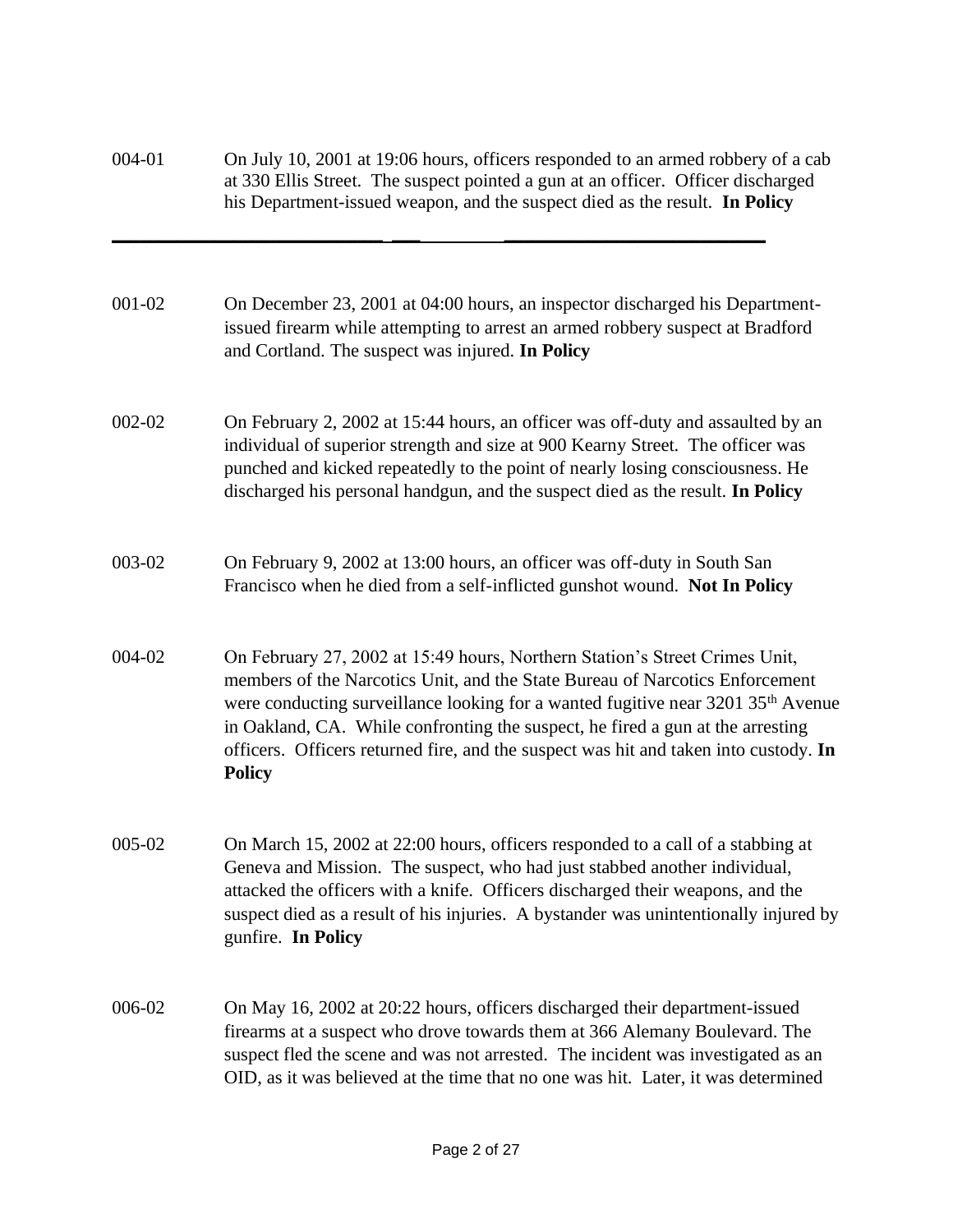004-01 On July 10, 2001 at 19:06 hours, officers responded to an armed robbery of a cab at 330 Ellis Street. The suspect pointed a gun at an officer. Officer discharged his Department-issued weapon, and the suspect died as the result. **In Policy**

---

001-02 On December 23, 2001 at 04:00 hours, an inspector discharged his Department-issued firearm while attempting to arrest an armed robbery suspect at Bradford and Cortland. The suspect was injured. **In Policy**

002-02 On February 2, 2002 at 15:44 hours, an officer was off-duty and assaulted by an individual of superior strength and size at 900 Kearny Street. The officer was punched and kicked repeatedly to the point of nearly losing consciousness. He discharged his personal handgun, and the suspect died as the result. **In Policy**

003-02 On February 9, 2002 at 13:00 hours, an officer was off-duty in South San Francisco when he died from a self-inflicted gunshot wound. **Not In Policy**

004-02 On February 27, 2002 at 15:49 hours, Northern Station's Street Crimes Unit, members of the Narcotics Unit, and the State Bureau of Narcotics Enforcement were conducting surveillance looking for a wanted fugitive near 3201 35th Avenue in Oakland, CA. While confronting the suspect, he fired a gun at the arresting officers. Officers returned fire, and the suspect was hit and taken into custody. **In Policy**

005-02 On March 15, 2002 at 22:00 hours, officers responded to a call of a stabbing at Geneva and Mission. The suspect, who had just stabbed another individual, attacked the officers with a knife. Officers discharged their weapons, and the suspect died as a result of his injuries. A bystander was unintentionally injured by gunfire. **In Policy**

006-02 On May 16, 2002 at 20:22 hours, officers discharged their department-issued firearms at a suspect who drove towards them at 366 Alemany Boulevard. The suspect fled the scene and was not arrested. The incident was investigated as an OID, as it was believed at the time that no one was hit. Later, it was determined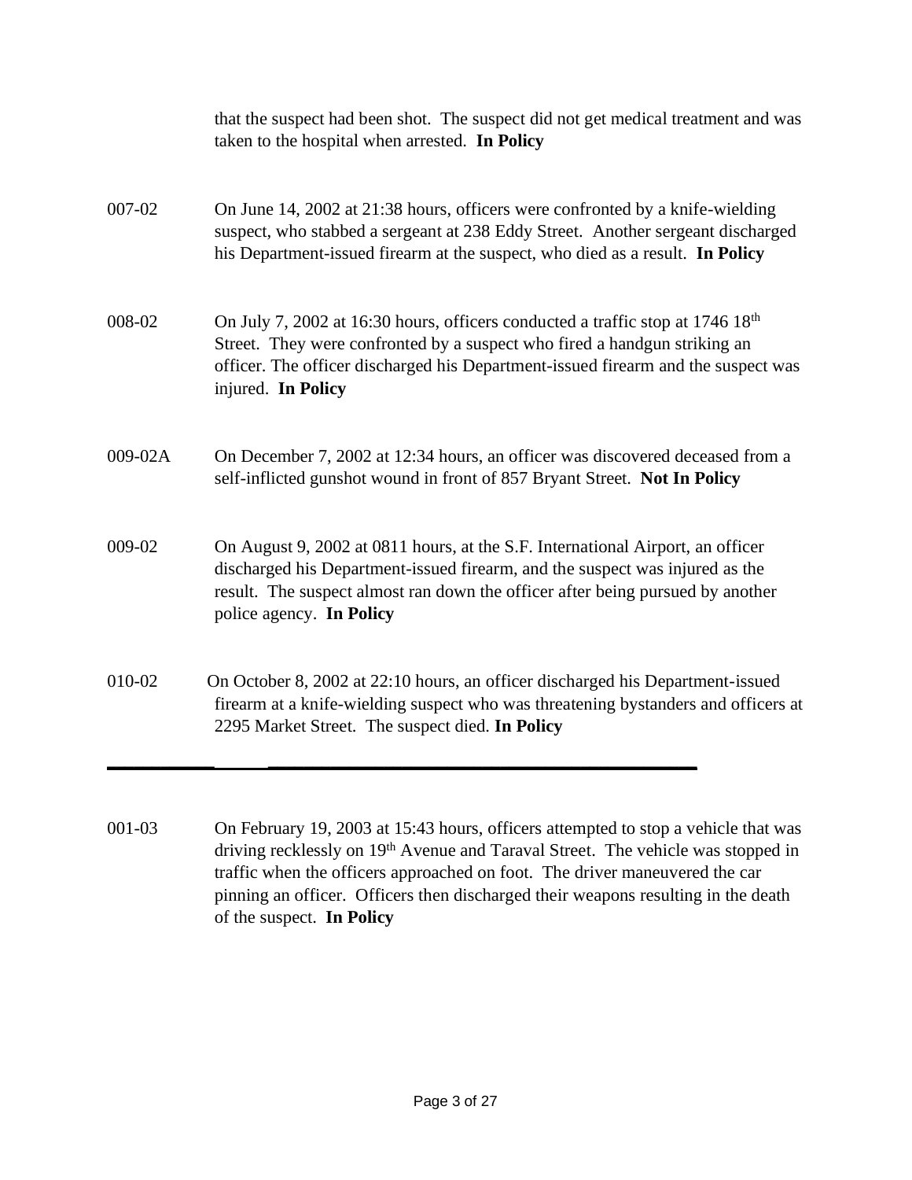that the suspect had been shot. The suspect did not get medical treatment and was taken to the hospital when arrested. **In Policy**

007-02 On June 14, 2002 at 21:38 hours, officers were confronted by a knife-wielding suspect, who stabbed a sergeant at 238 Eddy Street. Another sergeant discharged his Department-issued firearm at the suspect, who died as a result. **In Policy**

008-02 On July 7, 2002 at 16:30 hours, officers conducted a traffic stop at 1746 18th Street. They were confronted by a suspect who fired a handgun striking an officer. The officer discharged his Department-issued firearm and the suspect was injured. **In Policy**

009-02A On December 7, 2002 at 12:34 hours, an officer was discovered deceased from a self-inflicted gunshot wound in front of 857 Bryant Street. **Not In Policy**

009-02 On August 9, 2002 at 0811 hours, at the S.F. International Airport, an officer discharged his Department-issued firearm, and the suspect was injured as the result. The suspect almost ran down the officer after being pursued by another police agency. **In Policy**

010-02 On October 8, 2002 at 22:10 hours, an officer discharged his Department-issued firearm at a knife-wielding suspect who was threatening bystanders and officers at 2295 Market Street. The suspect died. **In Policy**

---

001-03 On February 19, 2003 at 15:43 hours, officers attempted to stop a vehicle that was driving recklessly on 19th Avenue and Taraval Street. The vehicle was stopped in traffic when the officers approached on foot. The driver maneuvered the car pinning an officer. Officers then discharged their weapons resulting in the death of the suspect. **In Policy**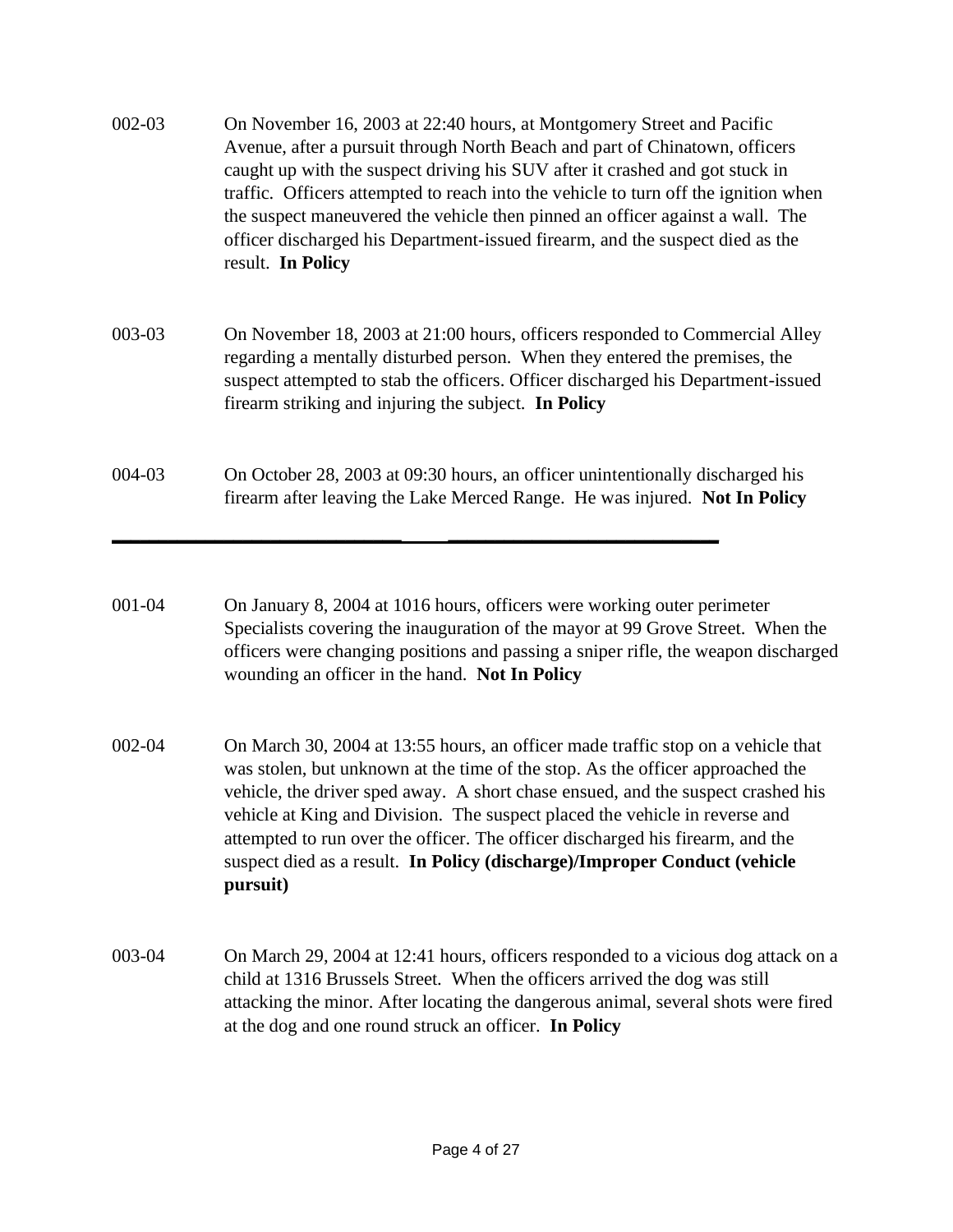002-03 On November 16, 2003 at 22:40 hours, at Montgomery Street and Pacific Avenue, after a pursuit through North Beach and part of Chinatown, officers caught up with the suspect driving his SUV after it crashed and got stuck in traffic. Officers attempted to reach into the vehicle to turn off the ignition when the suspect maneuvered the vehicle then pinned an officer against a wall. The officer discharged his Department-issued firearm, and the suspect died as the result. **In Policy**

003-03 On November 18, 2003 at 21:00 hours, officers responded to Commercial Alley regarding a mentally disturbed person. When they entered the premises, the suspect attempted to stab the officers. Officer discharged his Department-issued firearm striking and injuring the subject. **In Policy**

004-03 On October 28, 2003 at 09:30 hours, an officer unintentionally discharged his firearm after leaving the Lake Merced Range. He was injured. **Not In Policy**

---

001-04 On January 8, 2004 at 1016 hours, officers were working outer perimeter Specialists covering the inauguration of the mayor at 99 Grove Street. When the officers were changing positions and passing a sniper rifle, the weapon discharged wounding an officer in the hand. **Not In Policy**

002-04 On March 30, 2004 at 13:55 hours, an officer made traffic stop on a vehicle that was stolen, but unknown at the time of the stop. As the officer approached the vehicle, the driver sped away. A short chase ensued, and the suspect crashed his vehicle at King and Division. The suspect placed the vehicle in reverse and attempted to run over the officer. The officer discharged his firearm, and the suspect died as a result. **In Policy (discharge)/Improper Conduct (vehicle pursuit)**

003-04 On March 29, 2004 at 12:41 hours, officers responded to a vicious dog attack on a child at 1316 Brussels Street. When the officers arrived the dog was still attacking the minor. After locating the dangerous animal, several shots were fired at the dog and one round struck an officer. **In Policy**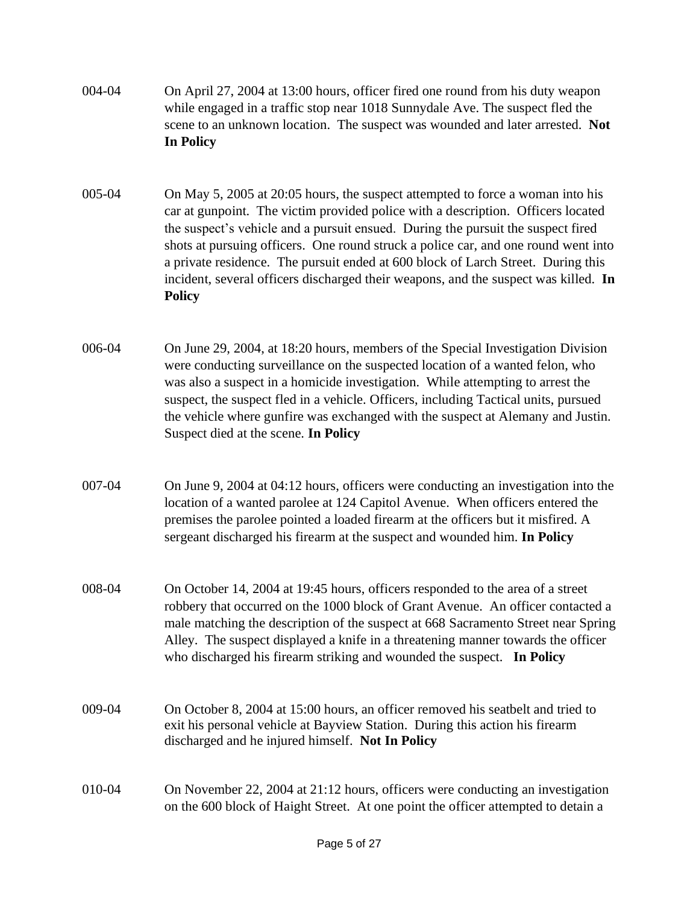004-04 On April 27, 2004 at 13:00 hours, officer fired one round from his duty weapon while engaged in a traffic stop near 1018 Sunnydale Ave. The suspect fled the scene to an unknown location. The suspect was wounded and later arrested. **Not In Policy**

005-04 On May 5, 2005 at 20:05 hours, the suspect attempted to force a woman into his car at gunpoint. The victim provided police with a description. Officers located the suspect's vehicle and a pursuit ensued. During the pursuit the suspect fired shots at pursuing officers. One round struck a police car, and one round went into a private residence. The pursuit ended at 600 block of Larch Street. During this incident, several officers discharged their weapons, and the suspect was killed. **In Policy**

006-04 On June 29, 2004, at 18:20 hours, members of the Special Investigation Division were conducting surveillance on the suspected location of a wanted felon, who was also a suspect in a homicide investigation. While attempting to arrest the suspect, the suspect fled in a vehicle. Officers, including Tactical units, pursued the vehicle where gunfire was exchanged with the suspect at Alemany and Justin. Suspect died at the scene. **In Policy**

007-04 On June 9, 2004 at 04:12 hours, officers were conducting an investigation into the location of a wanted parolee at 124 Capitol Avenue. When officers entered the premises the parolee pointed a loaded firearm at the officers but it misfired. A sergeant discharged his firearm at the suspect and wounded him. **In Policy**

008-04 On October 14, 2004 at 19:45 hours, officers responded to the area of a street robbery that occurred on the 1000 block of Grant Avenue. An officer contacted a male matching the description of the suspect at 668 Sacramento Street near Spring Alley. The suspect displayed a knife in a threatening manner towards the officer who discharged his firearm striking and wounded the suspect. **In Policy**

009-04 On October 8, 2004 at 15:00 hours, an officer removed his seatbelt and tried to exit his personal vehicle at Bayview Station. During this action his firearm discharged and he injured himself. **Not In Policy**

010-04 On November 22, 2004 at 21:12 hours, officers were conducting an investigation on the 600 block of Haight Street. At one point the officer attempted to detain a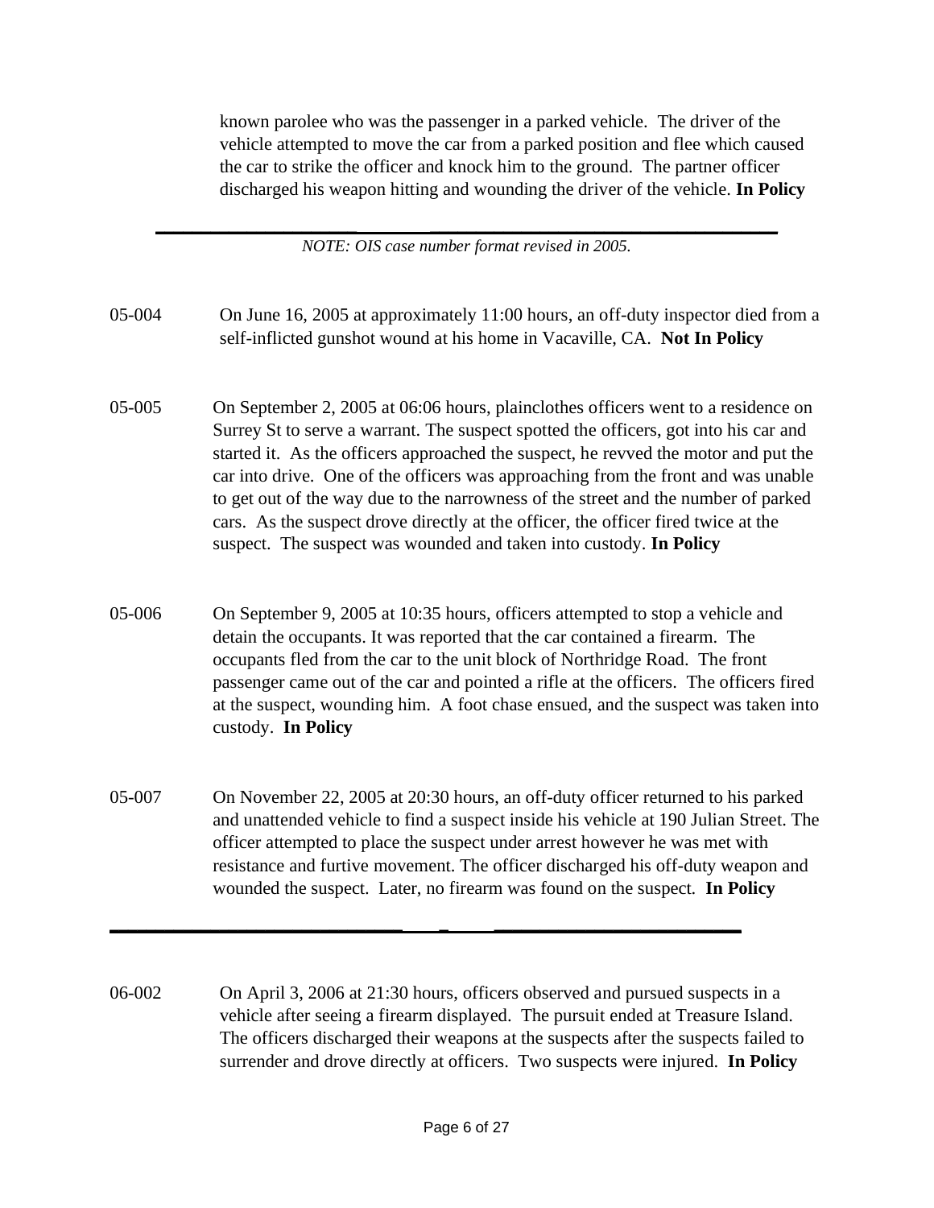known parolee who was the passenger in a parked vehicle. The driver of the vehicle attempted to move the car from a parked position and flee which caused the car to strike the officer and knock him to the ground. The partner officer discharged his weapon hitting and wounding the driver of the vehicle. **In Policy**

---

*NOTE: OIS case number format revised in 2005.*

05-004 On June 16, 2005 at approximately 11:00 hours, an off-duty inspector died from a self-inflicted gunshot wound at his home in Vacaville, CA. **Not In Policy**

05-005 On September 2, 2005 at 06:06 hours, plainclothes officers went to a residence on Surrey St to serve a warrant. The suspect spotted the officers, got into his car and started it. As the officers approached the suspect, he revved the motor and put the car into drive. One of the officers was approaching from the front and was unable to get out of the way due to the narrowness of the street and the number of parked cars. As the suspect drove directly at the officer, the officer fired twice at the suspect. The suspect was wounded and taken into custody. **In Policy**

05-006 On September 9, 2005 at 10:35 hours, officers attempted to stop a vehicle and detain the occupants. It was reported that the car contained a firearm. The occupants fled from the car to the unit block of Northridge Road. The front passenger came out of the car and pointed a rifle at the officers. The officers fired at the suspect, wounding him. A foot chase ensued, and the suspect was taken into custody. **In Policy**

05-007 On November 22, 2005 at 20:30 hours, an off-duty officer returned to his parked and unattended vehicle to find a suspect inside his vehicle at 190 Julian Street. The officer attempted to place the suspect under arrest however he was met with resistance and furtive movement. The officer discharged his off-duty weapon and wounded the suspect. Later, no firearm was found on the suspect. **In Policy**

---

06-002 On April 3, 2006 at 21:30 hours, officers observed and pursued suspects in a vehicle after seeing a firearm displayed. The pursuit ended at Treasure Island. The officers discharged their weapons at the suspects after the suspects failed to surrender and drove directly at officers. Two suspects were injured. **In Policy**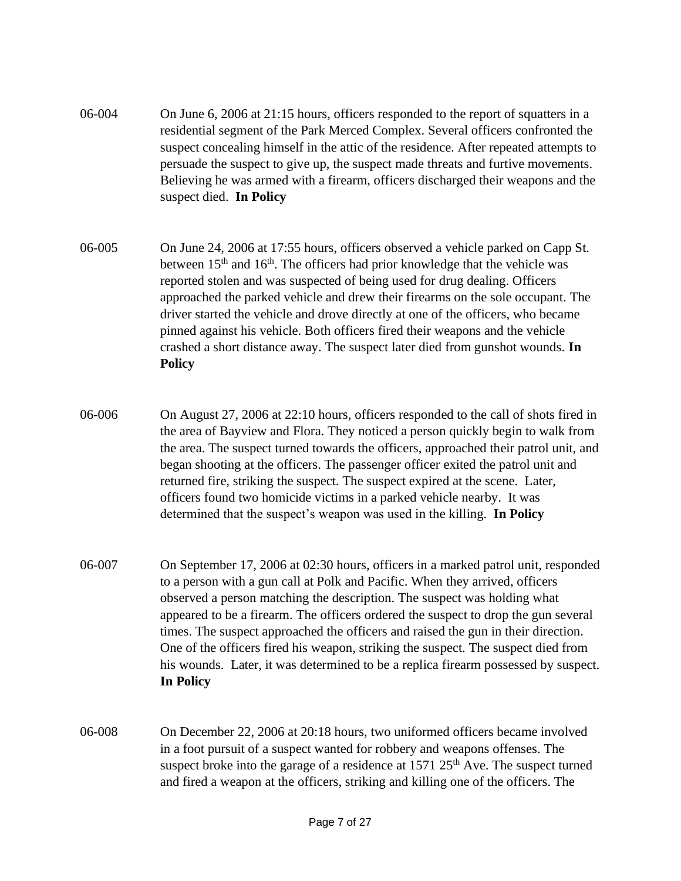06-004 On June 6, 2006 at 21:15 hours, officers responded to the report of squatters in a residential segment of the Park Merced Complex. Several officers confronted the suspect concealing himself in the attic of the residence. After repeated attempts to persuade the suspect to give up, the suspect made threats and furtive movements. Believing he was armed with a firearm, officers discharged their weapons and the suspect died. **In Policy**

06-005 On June 24, 2006 at 17:55 hours, officers observed a vehicle parked on Capp St. between 15th and 16th. The officers had prior knowledge that the vehicle was reported stolen and was suspected of being used for drug dealing. Officers approached the parked vehicle and drew their firearms on the sole occupant. The driver started the vehicle and drove directly at one of the officers, who became pinned against his vehicle. Both officers fired their weapons and the vehicle crashed a short distance away. The suspect later died from gunshot wounds. **In Policy**

06-006 On August 27, 2006 at 22:10 hours, officers responded to the call of shots fired in the area of Bayview and Flora. They noticed a person quickly begin to walk from the area. The suspect turned towards the officers, approached their patrol unit, and began shooting at the officers. The passenger officer exited the patrol unit and returned fire, striking the suspect. The suspect expired at the scene. Later, officers found two homicide victims in a parked vehicle nearby. It was determined that the suspect's weapon was used in the killing. **In Policy**

06-007 On September 17, 2006 at 02:30 hours, officers in a marked patrol unit, responded to a person with a gun call at Polk and Pacific. When they arrived, officers observed a person matching the description. The suspect was holding what appeared to be a firearm. The officers ordered the suspect to drop the gun several times. The suspect approached the officers and raised the gun in their direction. One of the officers fired his weapon, striking the suspect. The suspect died from his wounds. Later, it was determined to be a replica firearm possessed by suspect. **In Policy**

06-008 On December 22, 2006 at 20:18 hours, two uniformed officers became involved in a foot pursuit of a suspect wanted for robbery and weapons offenses. The suspect broke into the garage of a residence at 1571 25th Ave. The suspect turned and fired a weapon at the officers, striking and killing one of the officers. The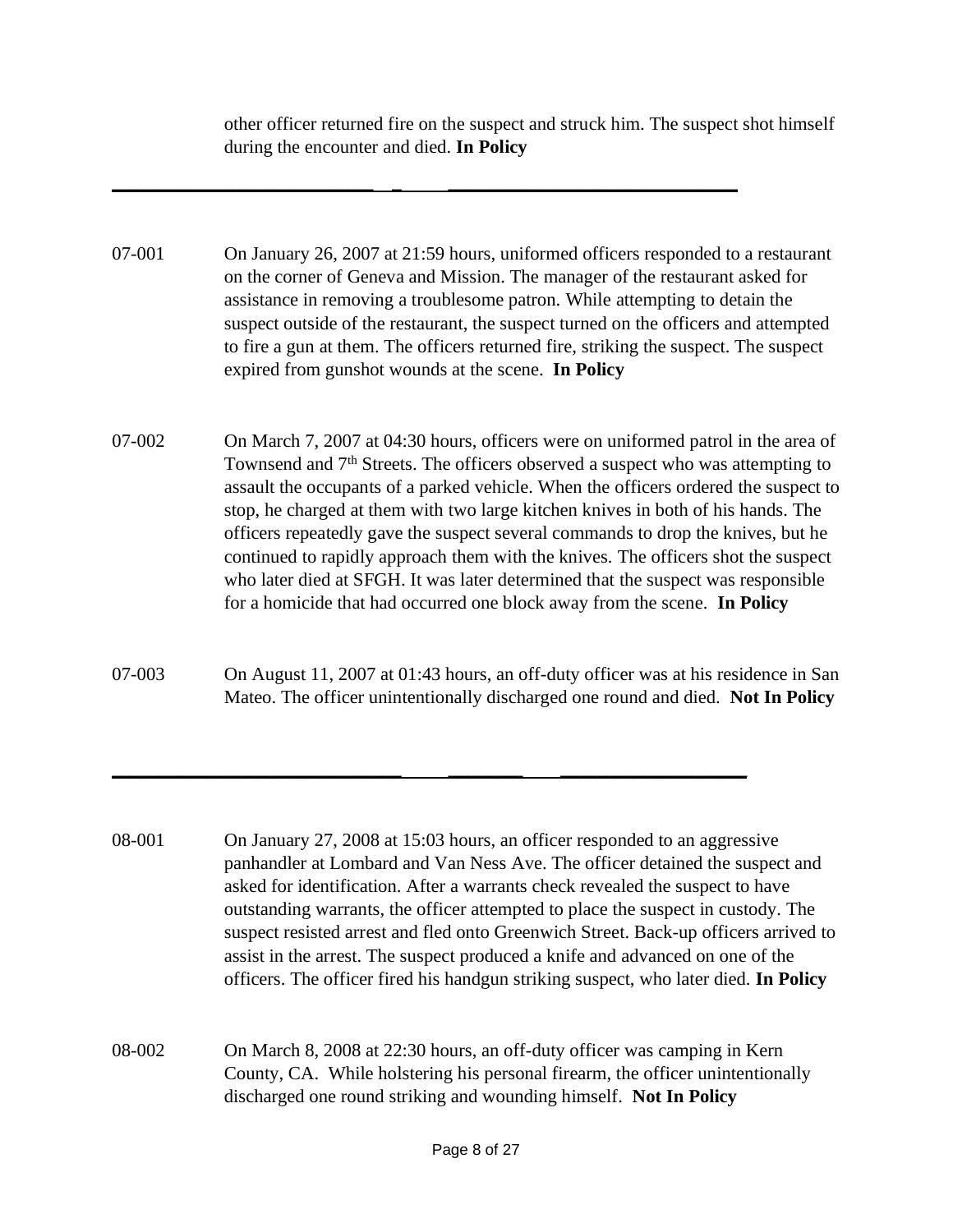other officer returned fire on the suspect and struck him. The suspect shot himself during the encounter and died. **In Policy**

---

07-001 On January 26, 2007 at 21:59 hours, uniformed officers responded to a restaurant on the corner of Geneva and Mission. The manager of the restaurant asked for assistance in removing a troublesome patron. While attempting to detain the suspect outside of the restaurant, the suspect turned on the officers and attempted to fire a gun at them. The officers returned fire, striking the suspect. The suspect expired from gunshot wounds at the scene. **In Policy**

07-002 On March 7, 2007 at 04:30 hours, officers were on uniformed patrol in the area of Townsend and 7th Streets. The officers observed a suspect who was attempting to assault the occupants of a parked vehicle. When the officers ordered the suspect to stop, he charged at them with two large kitchen knives in both of his hands. The officers repeatedly gave the suspect several commands to drop the knives, but he continued to rapidly approach them with the knives. The officers shot the suspect who later died at SFGH. It was later determined that the suspect was responsible for a homicide that had occurred one block away from the scene. **In Policy**

07-003 On August 11, 2007 at 01:43 hours, an off-duty officer was at his residence in San Mateo. The officer unintentionally discharged one round and died. **Not In Policy**

---

08-001 On January 27, 2008 at 15:03 hours, an officer responded to an aggressive panhandler at Lombard and Van Ness Ave. The officer detained the suspect and asked for identification. After a warrants check revealed the suspect to have outstanding warrants, the officer attempted to place the suspect in custody. The suspect resisted arrest and fled onto Greenwich Street. Back-up officers arrived to assist in the arrest. The suspect produced a knife and advanced on one of the officers. The officer fired his handgun striking suspect, who later died. **In Policy**

08-002 On March 8, 2008 at 22:30 hours, an off-duty officer was camping in Kern County, CA. While holstering his personal firearm, the officer unintentionally discharged one round striking and wounding himself. **Not In Policy**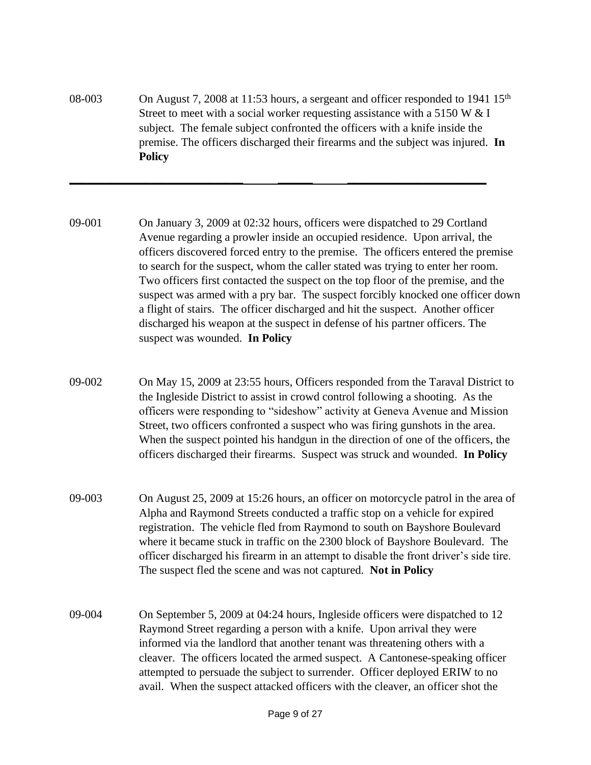08-003 On August 7, 2008 at 11:53 hours, a sergeant and officer responded to 1941 15th Street to meet with a social worker requesting assistance with a 5150 W & I subject. The female subject confronted the officers with a knife inside the premise. The officers discharged their firearms and the subject was injured. **In Policy**

---

09-001 On January 3, 2009 at 02:32 hours, officers were dispatched to 29 Cortland Avenue regarding a prowler inside an occupied residence. Upon arrival, the officers discovered forced entry to the premise. The officers entered the premise to search for the suspect, whom the caller stated was trying to enter her room. Two officers first contacted the suspect on the top floor of the premise, and the suspect was armed with a pry bar. The suspect forcibly knocked one officer down a flight of stairs. The officer discharged and hit the suspect. Another officer discharged his weapon at the suspect in defense of his partner officers. The suspect was wounded. **In Policy**

09-002 On May 15, 2009 at 23:55 hours, Officers responded from the Taraval District to the Ingleside District to assist in crowd control following a shooting. As the officers were responding to "sideshow" activity at Geneva Avenue and Mission Street, two officers confronted a suspect who was firing gunshots in the area. When the suspect pointed his handgun in the direction of one of the officers, the officers discharged their firearms. Suspect was struck and wounded. **In Policy**

09-003 On August 25, 2009 at 15:26 hours, an officer on motorcycle patrol in the area of Alpha and Raymond Streets conducted a traffic stop on a vehicle for expired registration. The vehicle fled from Raymond to south on Bayshore Boulevard where it became stuck in traffic on the 2300 block of Bayshore Boulevard. The officer discharged his firearm in an attempt to disable the front driver's side tire. The suspect fled the scene and was not captured. **Not in Policy**

09-004 On September 5, 2009 at 04:24 hours, Ingleside officers were dispatched to 12 Raymond Street regarding a person with a knife. Upon arrival they were informed via the landlord that another tenant was threatening others with a cleaver. The officers located the armed suspect. A Cantonese-speaking officer attempted to persuade the subject to surrender. Officer deployed ERIW to no avail. When the suspect attacked officers with the cleaver, an officer shot the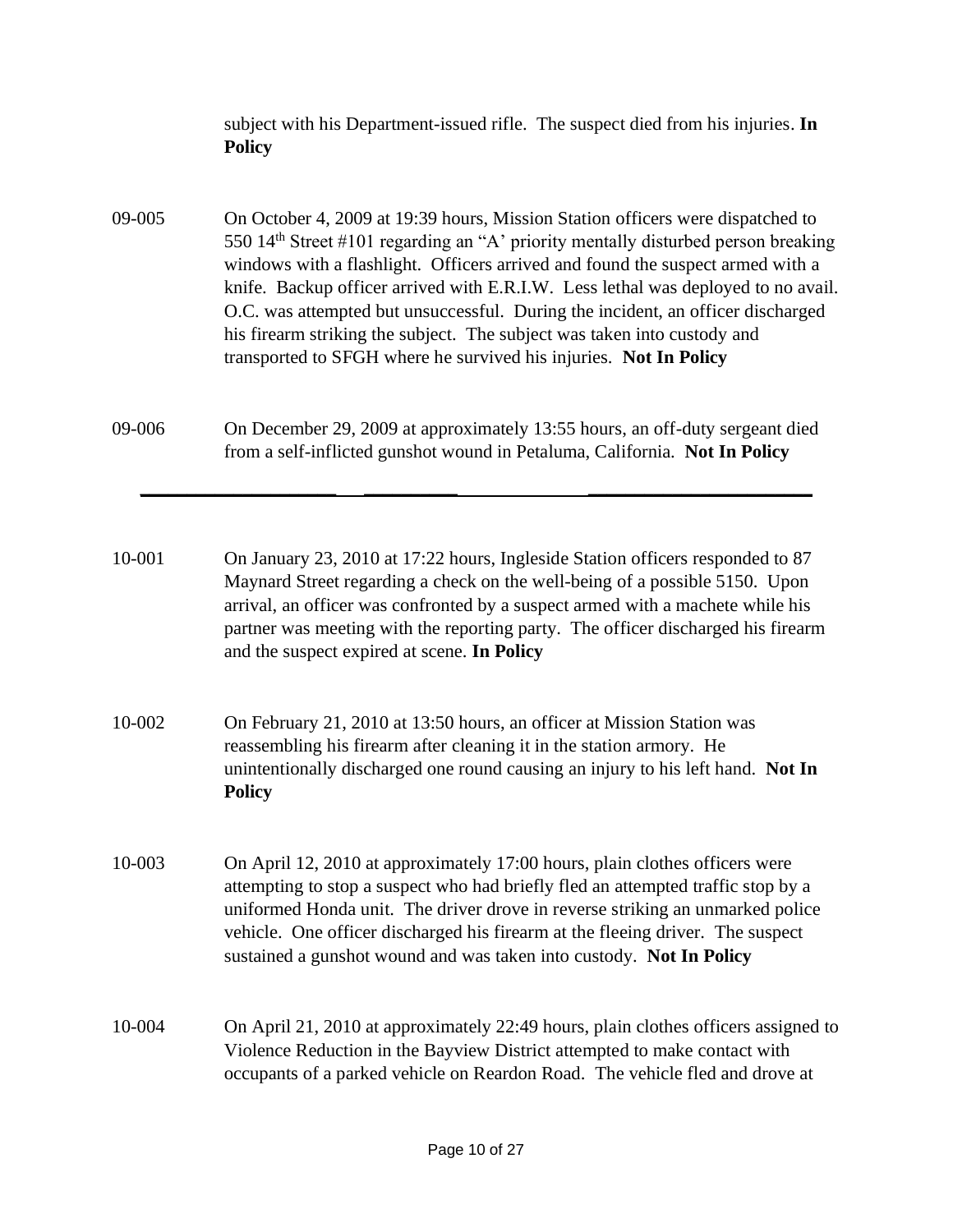subject with his Department-issued rifle. The suspect died from his injuries. **In Policy**

09-005 On October 4, 2009 at 19:39 hours, Mission Station officers were dispatched to 550 14th Street #101 regarding an "A' priority mentally disturbed person breaking windows with a flashlight. Officers arrived and found the suspect armed with a knife. Backup officer arrived with E.R.I.W. Less lethal was deployed to no avail. O.C. was attempted but unsuccessful. During the incident, an officer discharged his firearm striking the subject. The subject was taken into custody and transported to SFGH where he survived his injuries. **Not In Policy**

09-006 On December 29, 2009 at approximately 13:55 hours, an off-duty sergeant died from a self-inflicted gunshot wound in Petaluma, California. **Not In Policy**

---

10-001 On January 23, 2010 at 17:22 hours, Ingleside Station officers responded to 87 Maynard Street regarding a check on the well-being of a possible 5150. Upon arrival, an officer was confronted by a suspect armed with a machete while his partner was meeting with the reporting party. The officer discharged his firearm and the suspect expired at scene. **In Policy**

10-002 On February 21, 2010 at 13:50 hours, an officer at Mission Station was reassembling his firearm after cleaning it in the station armory. He unintentionally discharged one round causing an injury to his left hand. **Not In Policy**

10-003 On April 12, 2010 at approximately 17:00 hours, plain clothes officers were attempting to stop a suspect who had briefly fled an attempted traffic stop by a uniformed Honda unit. The driver drove in reverse striking an unmarked police vehicle. One officer discharged his firearm at the fleeing driver. The suspect sustained a gunshot wound and was taken into custody. **Not In Policy**

10-004 On April 21, 2010 at approximately 22:49 hours, plain clothes officers assigned to Violence Reduction in the Bayview District attempted to make contact with occupants of a parked vehicle on Reardon Road. The vehicle fled and drove at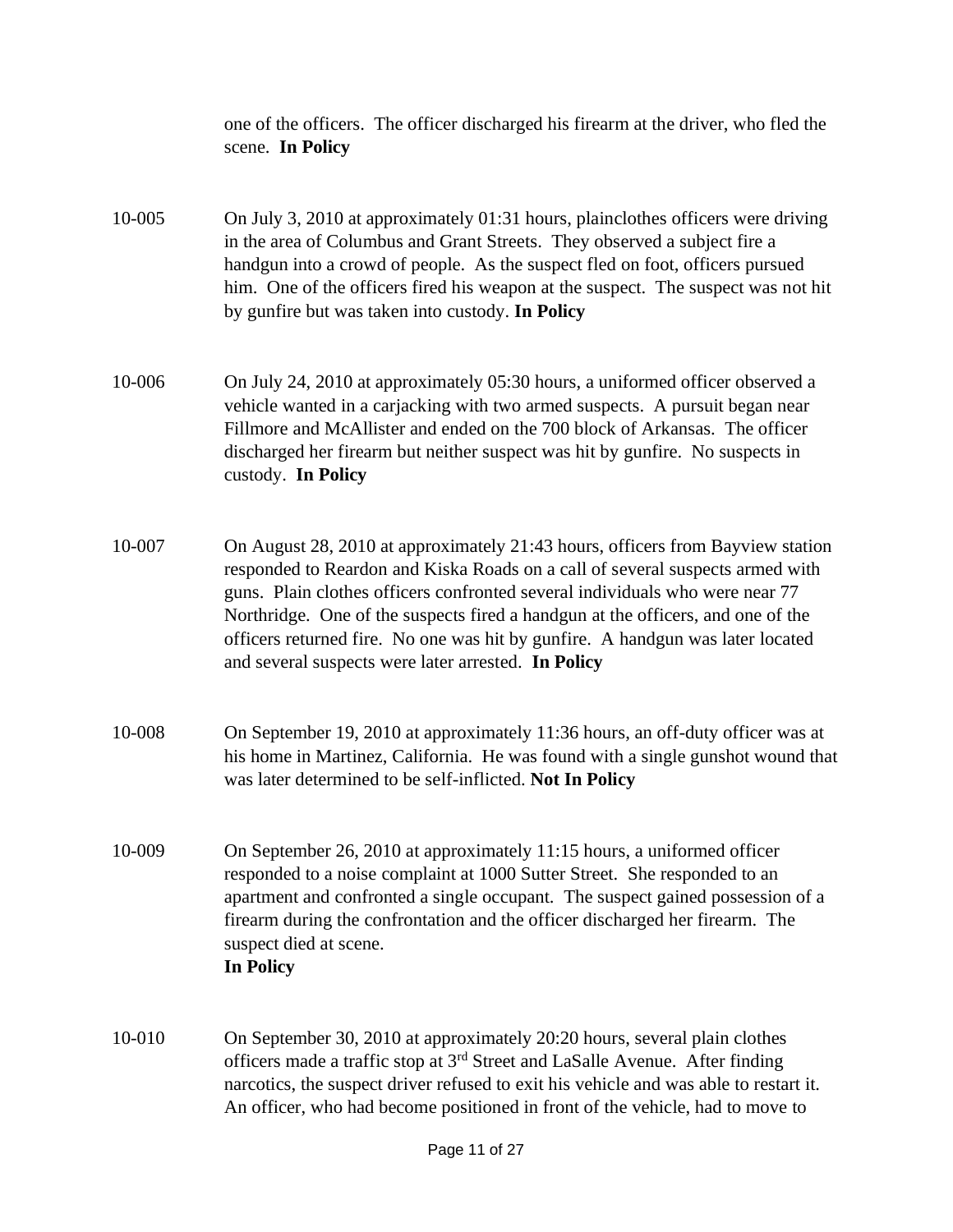one of the officers. The officer discharged his firearm at the driver, who fled the scene. **In Policy**

10-005 On July 3, 2010 at approximately 01:31 hours, plainclothes officers were driving in the area of Columbus and Grant Streets. They observed a subject fire a handgun into a crowd of people. As the suspect fled on foot, officers pursued him. One of the officers fired his weapon at the suspect. The suspect was not hit by gunfire but was taken into custody. **In Policy**

10-006 On July 24, 2010 at approximately 05:30 hours, a uniformed officer observed a vehicle wanted in a carjacking with two armed suspects. A pursuit began near Fillmore and McAllister and ended on the 700 block of Arkansas. The officer discharged her firearm but neither suspect was hit by gunfire. No suspects in custody. **In Policy**

10-007 On August 28, 2010 at approximately 21:43 hours, officers from Bayview station responded to Reardon and Kiska Roads on a call of several suspects armed with guns. Plain clothes officers confronted several individuals who were near 77 Northridge. One of the suspects fired a handgun at the officers, and one of the officers returned fire. No one was hit by gunfire. A handgun was later located and several suspects were later arrested. **In Policy**

10-008 On September 19, 2010 at approximately 11:36 hours, an off-duty officer was at his home in Martinez, California. He was found with a single gunshot wound that was later determined to be self-inflicted. **Not In Policy**

10-009 On September 26, 2010 at approximately 11:15 hours, a uniformed officer responded to a noise complaint at 1000 Sutter Street. She responded to an apartment and confronted a single occupant. The suspect gained possession of a firearm during the confrontation and the officer discharged her firearm. The suspect died at scene.
**In Policy**

10-010 On September 30, 2010 at approximately 20:20 hours, several plain clothes officers made a traffic stop at 3rd Street and LaSalle Avenue. After finding narcotics, the suspect driver refused to exit his vehicle and was able to restart it. An officer, who had become positioned in front of the vehicle, had to move to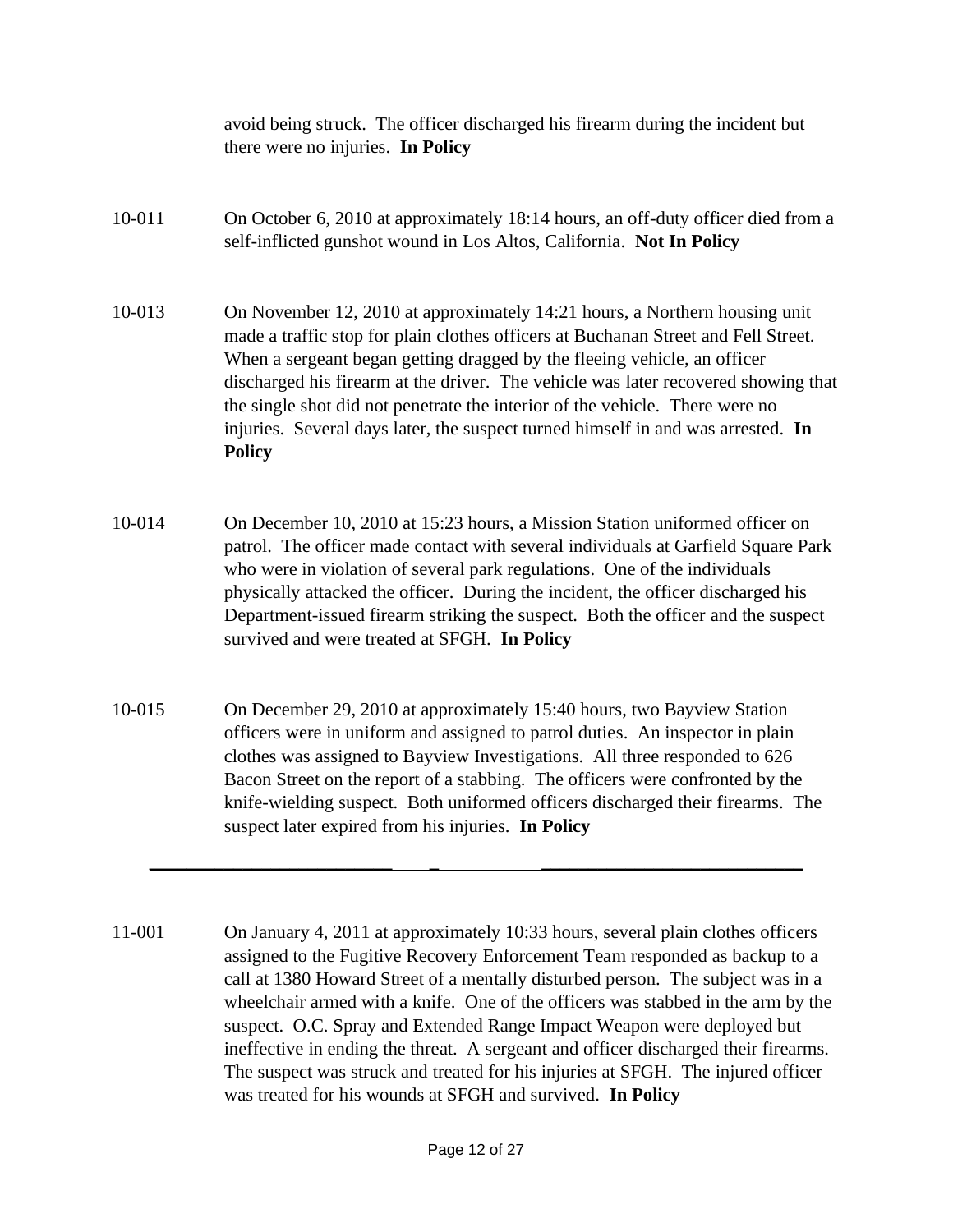avoid being struck. The officer discharged his firearm during the incident but there were no injuries. **In Policy**

10-011 On October 6, 2010 at approximately 18:14 hours, an off-duty officer died from a self-inflicted gunshot wound in Los Altos, California. **Not In Policy**

10-013 On November 12, 2010 at approximately 14:21 hours, a Northern housing unit made a traffic stop for plain clothes officers at Buchanan Street and Fell Street. When a sergeant began getting dragged by the fleeing vehicle, an officer discharged his firearm at the driver. The vehicle was later recovered showing that the single shot did not penetrate the interior of the vehicle. There were no injuries. Several days later, the suspect turned himself in and was arrested. **In Policy**

10-014 On December 10, 2010 at 15:23 hours, a Mission Station uniformed officer on patrol. The officer made contact with several individuals at Garfield Square Park who were in violation of several park regulations. One of the individuals physically attacked the officer. During the incident, the officer discharged his Department-issued firearm striking the suspect. Both the officer and the suspect survived and were treated at SFGH. **In Policy**

10-015 On December 29, 2010 at approximately 15:40 hours, two Bayview Station officers were in uniform and assigned to patrol duties. An inspector in plain clothes was assigned to Bayview Investigations. All three responded to 626 Bacon Street on the report of a stabbing. The officers were confronted by the knife-wielding suspect. Both uniformed officers discharged their firearms. The suspect later expired from his injuries. **In Policy**

---

11-001 On January 4, 2011 at approximately 10:33 hours, several plain clothes officers assigned to the Fugitive Recovery Enforcement Team responded as backup to a call at 1380 Howard Street of a mentally disturbed person. The subject was in a wheelchair armed with a knife. One of the officers was stabbed in the arm by the suspect. O.C. Spray and Extended Range Impact Weapon were deployed but ineffective in ending the threat. A sergeant and officer discharged their firearms. The suspect was struck and treated for his injuries at SFGH. The injured officer was treated for his wounds at SFGH and survived. **In Policy**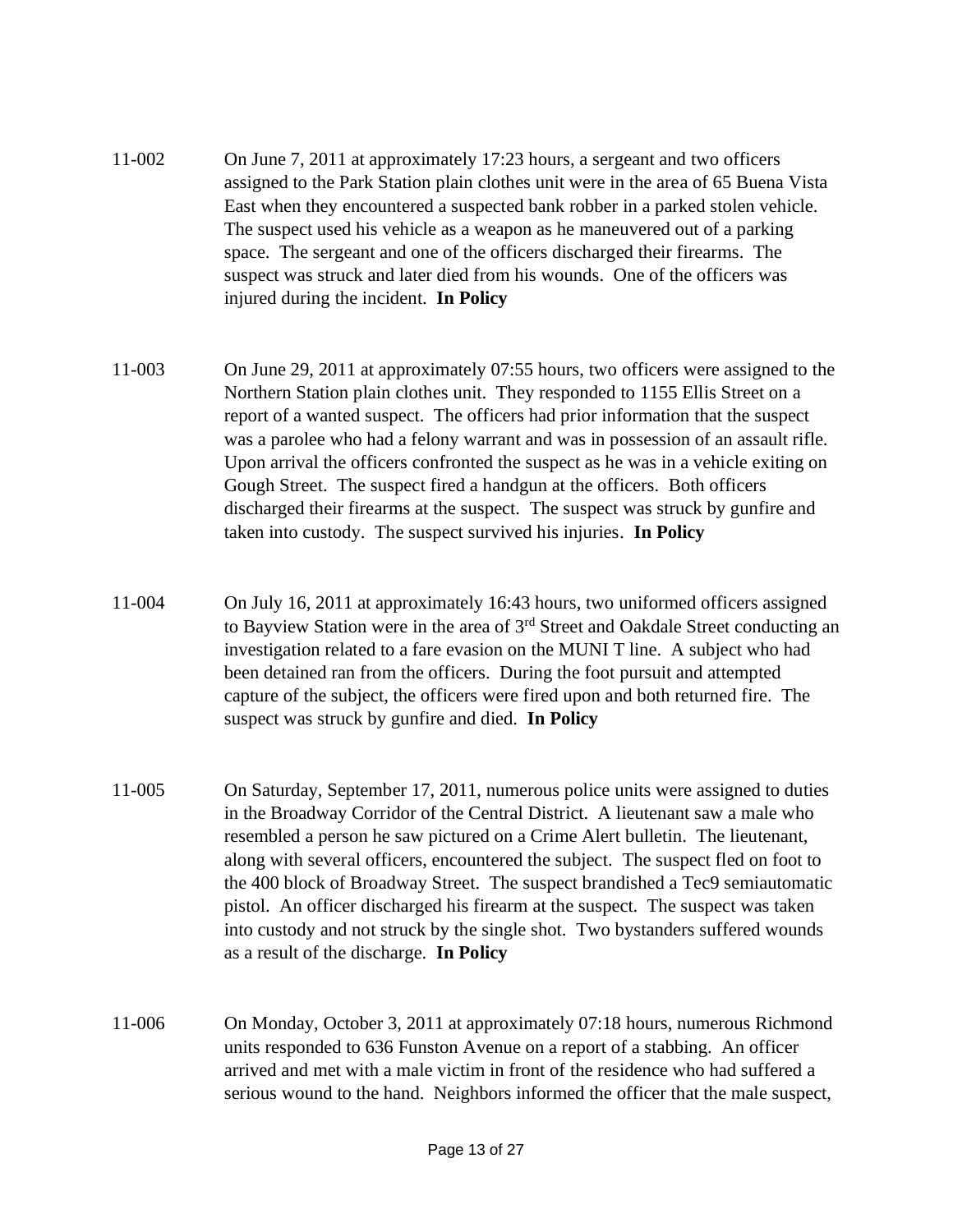11-002 On June 7, 2011 at approximately 17:23 hours, a sergeant and two officers assigned to the Park Station plain clothes unit were in the area of 65 Buena Vista East when they encountered a suspected bank robber in a parked stolen vehicle. The suspect used his vehicle as a weapon as he maneuvered out of a parking space. The sergeant and one of the officers discharged their firearms. The suspect was struck and later died from his wounds. One of the officers was injured during the incident. **In Policy**

11-003 On June 29, 2011 at approximately 07:55 hours, two officers were assigned to the Northern Station plain clothes unit. They responded to 1155 Ellis Street on a report of a wanted suspect. The officers had prior information that the suspect was a parolee who had a felony warrant and was in possession of an assault rifle. Upon arrival the officers confronted the suspect as he was in a vehicle exiting on Gough Street. The suspect fired a handgun at the officers. Both officers discharged their firearms at the suspect. The suspect was struck by gunfire and taken into custody. The suspect survived his injuries. **In Policy**

11-004 On July 16, 2011 at approximately 16:43 hours, two uniformed officers assigned to Bayview Station were in the area of 3rd Street and Oakdale Street conducting an investigation related to a fare evasion on the MUNI T line. A subject who had been detained ran from the officers. During the foot pursuit and attempted capture of the subject, the officers were fired upon and both returned fire. The suspect was struck by gunfire and died. **In Policy**

11-005 On Saturday, September 17, 2011, numerous police units were assigned to duties in the Broadway Corridor of the Central District. A lieutenant saw a male who resembled a person he saw pictured on a Crime Alert bulletin. The lieutenant, along with several officers, encountered the subject. The suspect fled on foot to the 400 block of Broadway Street. The suspect brandished a Tec9 semiautomatic pistol. An officer discharged his firearm at the suspect. The suspect was taken into custody and not struck by the single shot. Two bystanders suffered wounds as a result of the discharge. **In Policy**

11-006 On Monday, October 3, 2011 at approximately 07:18 hours, numerous Richmond units responded to 636 Funston Avenue on a report of a stabbing. An officer arrived and met with a male victim in front of the residence who had suffered a serious wound to the hand. Neighbors informed the officer that the male suspect,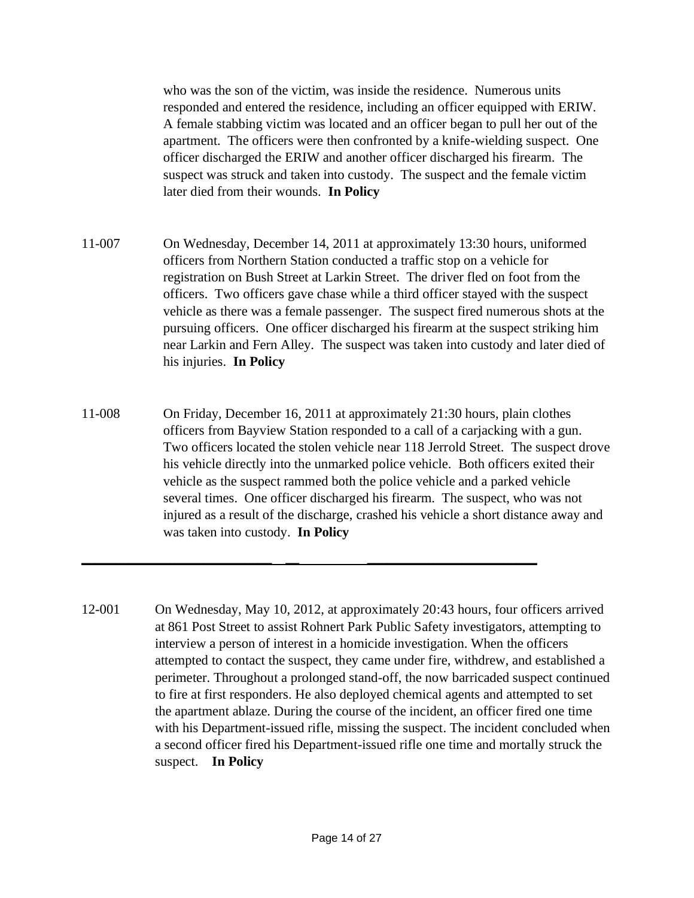who was the son of the victim, was inside the residence. Numerous units responded and entered the residence, including an officer equipped with ERIW. A female stabbing victim was located and an officer began to pull her out of the apartment. The officers were then confronted by a knife-wielding suspect. One officer discharged the ERIW and another officer discharged his firearm. The suspect was struck and taken into custody. The suspect and the female victim later died from their wounds. **In Policy**

11-007 On Wednesday, December 14, 2011 at approximately 13:30 hours, uniformed officers from Northern Station conducted a traffic stop on a vehicle for registration on Bush Street at Larkin Street. The driver fled on foot from the officers. Two officers gave chase while a third officer stayed with the suspect vehicle as there was a female passenger. The suspect fired numerous shots at the pursuing officers. One officer discharged his firearm at the suspect striking him near Larkin and Fern Alley. The suspect was taken into custody and later died of his injuries. **In Policy**

11-008 On Friday, December 16, 2011 at approximately 21:30 hours, plain clothes officers from Bayview Station responded to a call of a carjacking with a gun. Two officers located the stolen vehicle near 118 Jerrold Street. The suspect drove his vehicle directly into the unmarked police vehicle. Both officers exited their vehicle as the suspect rammed both the police vehicle and a parked vehicle several times. One officer discharged his firearm. The suspect, who was not injured as a result of the discharge, crashed his vehicle a short distance away and was taken into custody. **In Policy**

---

12-001 On Wednesday, May 10, 2012, at approximately 20:43 hours, four officers arrived at 861 Post Street to assist Rohnert Park Public Safety investigators, attempting to interview a person of interest in a homicide investigation. When the officers attempted to contact the suspect, they came under fire, withdrew, and established a perimeter. Throughout a prolonged stand-off, the now barricaded suspect continued to fire at first responders. He also deployed chemical agents and attempted to set the apartment ablaze. During the course of the incident, an officer fired one time with his Department-issued rifle, missing the suspect. The incident concluded when a second officer fired his Department-issued rifle one time and mortally struck the suspect. **In Policy**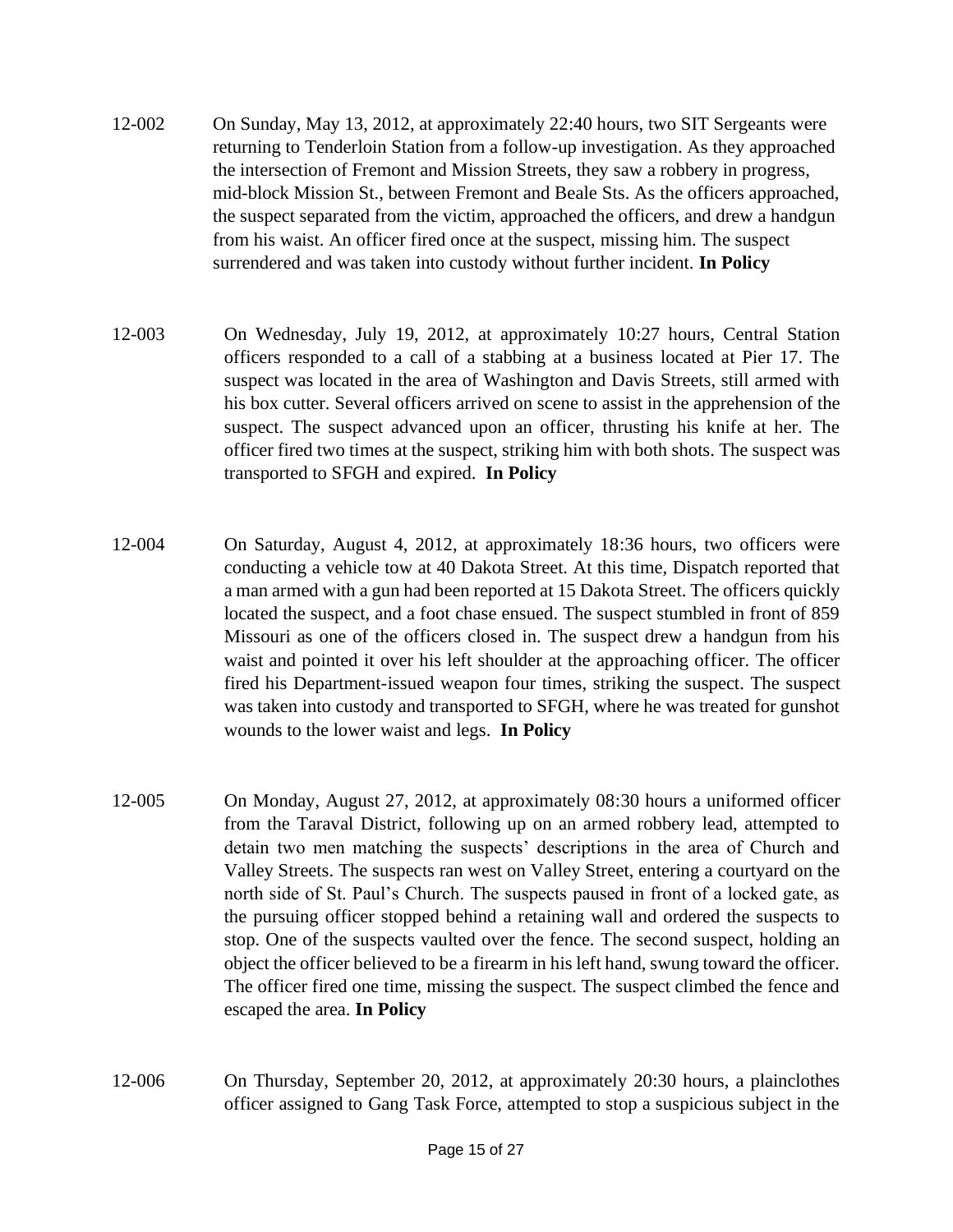12-002 On Sunday, May 13, 2012, at approximately 22:40 hours, two SIT Sergeants were returning to Tenderloin Station from a follow-up investigation. As they approached the intersection of Fremont and Mission Streets, they saw a robbery in progress, mid-block Mission St., between Fremont and Beale Sts. As the officers approached, the suspect separated from the victim, approached the officers, and drew a handgun from his waist. An officer fired once at the suspect, missing him. The suspect surrendered and was taken into custody without further incident. **In Policy**

12-003 On Wednesday, July 19, 2012, at approximately 10:27 hours, Central Station officers responded to a call of a stabbing at a business located at Pier 17. The suspect was located in the area of Washington and Davis Streets, still armed with his box cutter. Several officers arrived on scene to assist in the apprehension of the suspect. The suspect advanced upon an officer, thrusting his knife at her. The officer fired two times at the suspect, striking him with both shots. The suspect was transported to SFGH and expired. **In Policy**

12-004 On Saturday, August 4, 2012, at approximately 18:36 hours, two officers were conducting a vehicle tow at 40 Dakota Street. At this time, Dispatch reported that a man armed with a gun had been reported at 15 Dakota Street. The officers quickly located the suspect, and a foot chase ensued. The suspect stumbled in front of 859 Missouri as one of the officers closed in. The suspect drew a handgun from his waist and pointed it over his left shoulder at the approaching officer. The officer fired his Department-issued weapon four times, striking the suspect. The suspect was taken into custody and transported to SFGH, where he was treated for gunshot wounds to the lower waist and legs. **In Policy**

12-005 On Monday, August 27, 2012, at approximately 08:30 hours a uniformed officer from the Taraval District, following up on an armed robbery lead, attempted to detain two men matching the suspects' descriptions in the area of Church and Valley Streets. The suspects ran west on Valley Street, entering a courtyard on the north side of St. Paul's Church. The suspects paused in front of a locked gate, as the pursuing officer stopped behind a retaining wall and ordered the suspects to stop. One of the suspects vaulted over the fence. The second suspect, holding an object the officer believed to be a firearm in his left hand, swung toward the officer. The officer fired one time, missing the suspect. The suspect climbed the fence and escaped the area. **In Policy**

12-006 On Thursday, September 20, 2012, at approximately 20:30 hours, a plainclothes officer assigned to Gang Task Force, attempted to stop a suspicious subject in the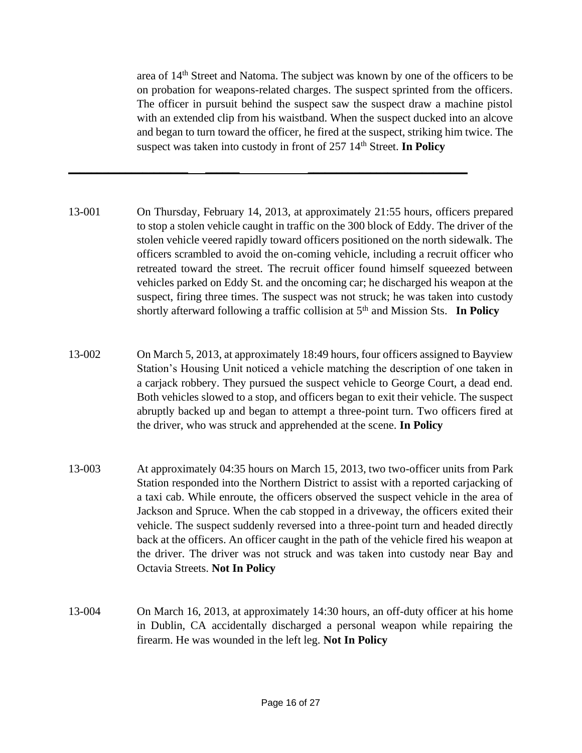area of 14th Street and Natoma. The subject was known by one of the officers to be on probation for weapons-related charges. The suspect sprinted from the officers. The officer in pursuit behind the suspect saw the suspect draw a machine pistol with an extended clip from his waistband. When the suspect ducked into an alcove and began to turn toward the officer, he fired at the suspect, striking him twice. The suspect was taken into custody in front of 257 14th Street. **In Policy**

---

13-001 On Thursday, February 14, 2013, at approximately 21:55 hours, officers prepared to stop a stolen vehicle caught in traffic on the 300 block of Eddy. The driver of the stolen vehicle veered rapidly toward officers positioned on the north sidewalk. The officers scrambled to avoid the on-coming vehicle, including a recruit officer who retreated toward the street. The recruit officer found himself squeezed between vehicles parked on Eddy St. and the oncoming car; he discharged his weapon at the suspect, firing three times. The suspect was not struck; he was taken into custody shortly afterward following a traffic collision at 5th and Mission Sts. **In Policy**

13-002 On March 5, 2013, at approximately 18:49 hours, four officers assigned to Bayview Station's Housing Unit noticed a vehicle matching the description of one taken in a carjack robbery. They pursued the suspect vehicle to George Court, a dead end. Both vehicles slowed to a stop, and officers began to exit their vehicle. The suspect abruptly backed up and began to attempt a three-point turn. Two officers fired at the driver, who was struck and apprehended at the scene. **In Policy**

13-003 At approximately 04:35 hours on March 15, 2013, two two-officer units from Park Station responded into the Northern District to assist with a reported carjacking of a taxi cab. While enroute, the officers observed the suspect vehicle in the area of Jackson and Spruce. When the cab stopped in a driveway, the officers exited their vehicle. The suspect suddenly reversed into a three-point turn and headed directly back at the officers. An officer caught in the path of the vehicle fired his weapon at the driver. The driver was not struck and was taken into custody near Bay and Octavia Streets. **Not In Policy**

13-004 On March 16, 2013, at approximately 14:30 hours, an off-duty officer at his home in Dublin, CA accidentally discharged a personal weapon while repairing the firearm. He was wounded in the left leg. **Not In Policy**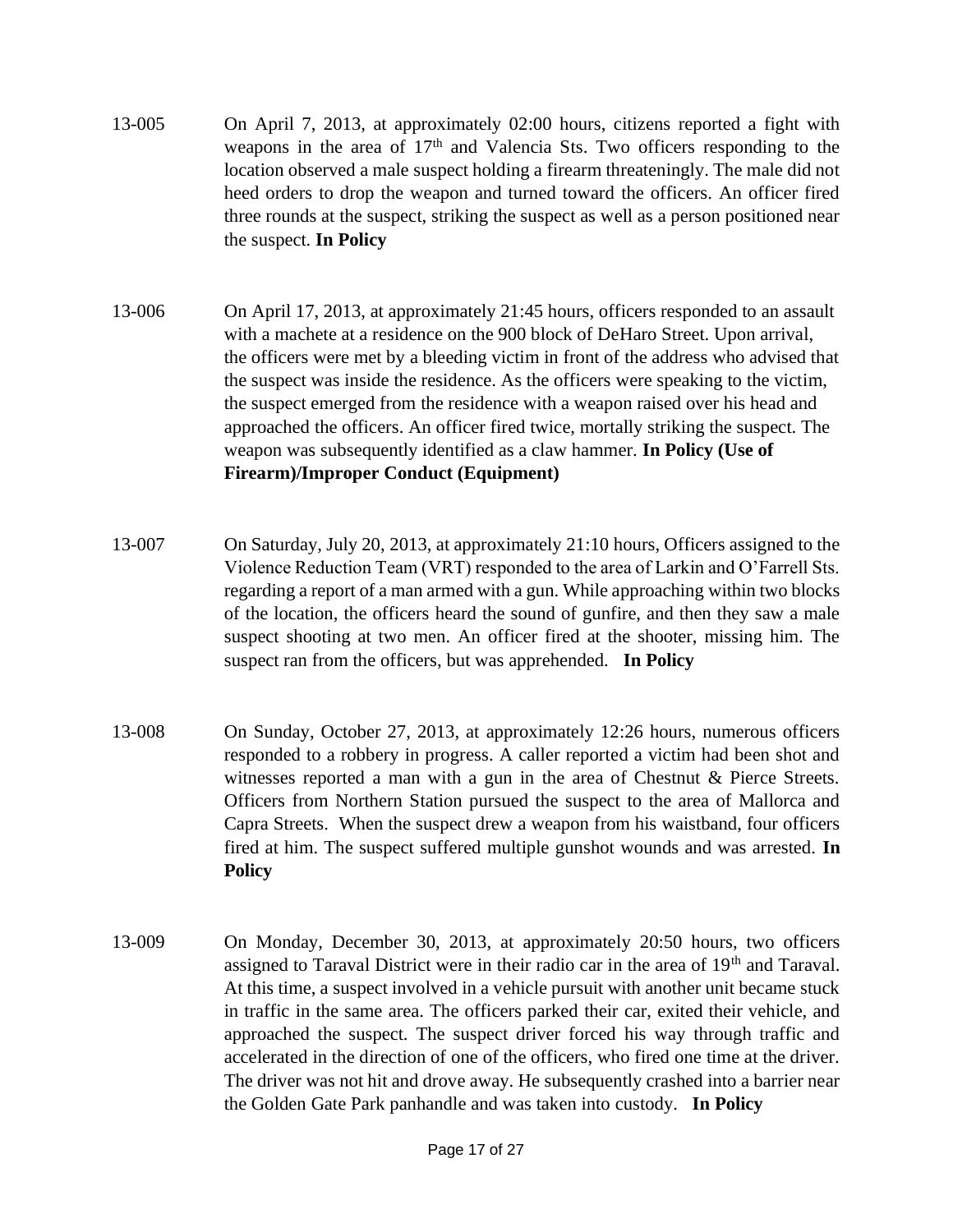13-005 On April 7, 2013, at approximately 02:00 hours, citizens reported a fight with weapons in the area of 17th and Valencia Sts. Two officers responding to the location observed a male suspect holding a firearm threateningly. The male did not heed orders to drop the weapon and turned toward the officers. An officer fired three rounds at the suspect, striking the suspect as well as a person positioned near the suspect. **In Policy**

13-006 On April 17, 2013, at approximately 21:45 hours, officers responded to an assault with a machete at a residence on the 900 block of DeHaro Street. Upon arrival, the officers were met by a bleeding victim in front of the address who advised that the suspect was inside the residence. As the officers were speaking to the victim, the suspect emerged from the residence with a weapon raised over his head and approached the officers. An officer fired twice, mortally striking the suspect. The weapon was subsequently identified as a claw hammer. **In Policy (Use of Firearm)/Improper Conduct (Equipment)**

13-007 On Saturday, July 20, 2013, at approximately 21:10 hours, Officers assigned to the Violence Reduction Team (VRT) responded to the area of Larkin and O'Farrell Sts. regarding a report of a man armed with a gun. While approaching within two blocks of the location, the officers heard the sound of gunfire, and then they saw a male suspect shooting at two men. An officer fired at the shooter, missing him. The suspect ran from the officers, but was apprehended. **In Policy**

13-008 On Sunday, October 27, 2013, at approximately 12:26 hours, numerous officers responded to a robbery in progress. A caller reported a victim had been shot and witnesses reported a man with a gun in the area of Chestnut & Pierce Streets. Officers from Northern Station pursued the suspect to the area of Mallorca and Capra Streets. When the suspect drew a weapon from his waistband, four officers fired at him. The suspect suffered multiple gunshot wounds and was arrested. **In Policy**

13-009 On Monday, December 30, 2013, at approximately 20:50 hours, two officers assigned to Taraval District were in their radio car in the area of 19th and Taraval. At this time, a suspect involved in a vehicle pursuit with another unit became stuck in traffic in the same area. The officers parked their car, exited their vehicle, and approached the suspect. The suspect driver forced his way through traffic and accelerated in the direction of one of the officers, who fired one time at the driver. The driver was not hit and drove away. He subsequently crashed into a barrier near the Golden Gate Park panhandle and was taken into custody. **In Policy**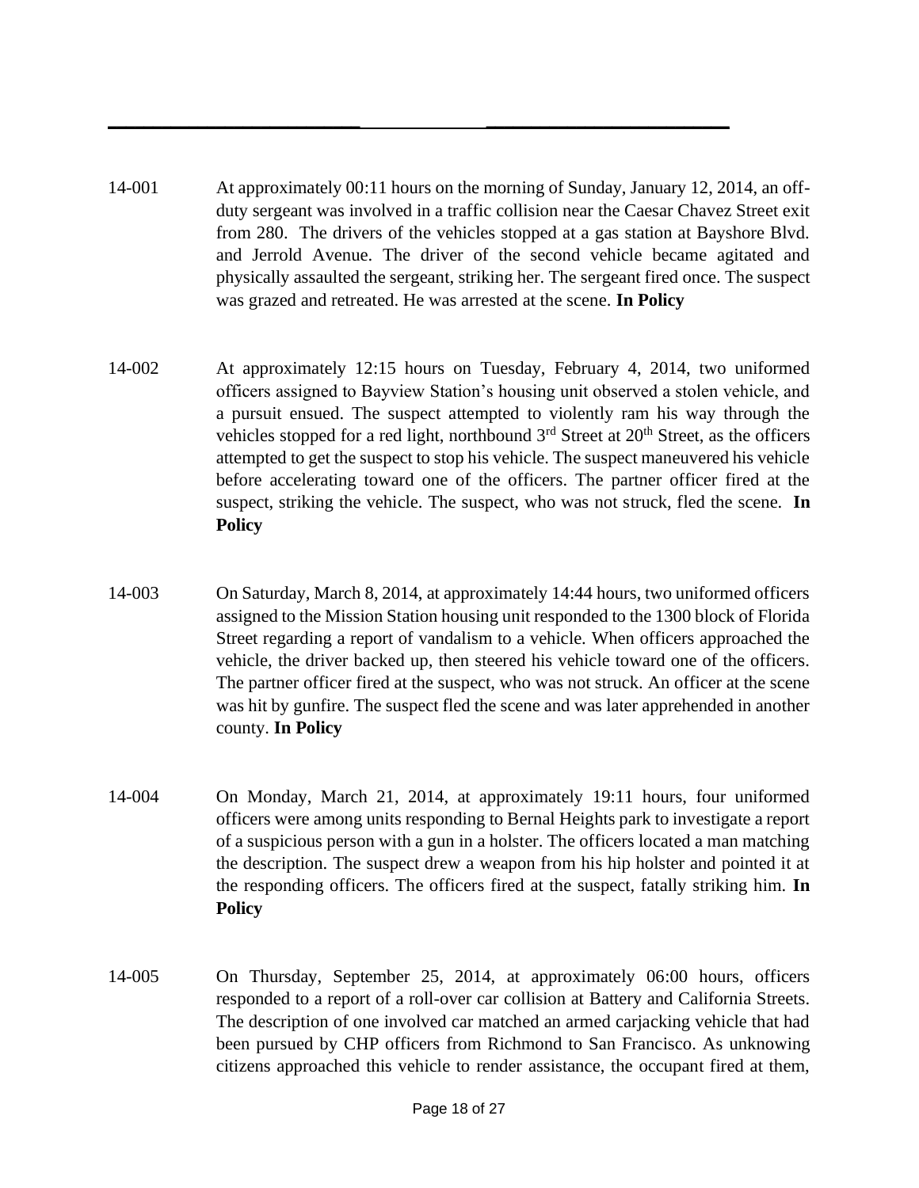14-001 At approximately 00:11 hours on the morning of Sunday, January 12, 2014, an off-duty sergeant was involved in a traffic collision near the Caesar Chavez Street exit from 280. The drivers of the vehicles stopped at a gas station at Bayshore Blvd. and Jerrold Avenue. The driver of the second vehicle became agitated and physically assaulted the sergeant, striking her. The sergeant fired once. The suspect was grazed and retreated. He was arrested at the scene. **In Policy**

14-002 At approximately 12:15 hours on Tuesday, February 4, 2014, two uniformed officers assigned to Bayview Station's housing unit observed a stolen vehicle, and a pursuit ensued. The suspect attempted to violently ram his way through the vehicles stopped for a red light, northbound 3rd Street at 20th Street, as the officers attempted to get the suspect to stop his vehicle. The suspect maneuvered his vehicle before accelerating toward one of the officers. The partner officer fired at the suspect, striking the vehicle. The suspect, who was not struck, fled the scene. **In Policy**

14-003 On Saturday, March 8, 2014, at approximately 14:44 hours, two uniformed officers assigned to the Mission Station housing unit responded to the 1300 block of Florida Street regarding a report of vandalism to a vehicle. When officers approached the vehicle, the driver backed up, then steered his vehicle toward one of the officers. The partner officer fired at the suspect, who was not struck. An officer at the scene was hit by gunfire. The suspect fled the scene and was later apprehended in another county. **In Policy**

14-004 On Monday, March 21, 2014, at approximately 19:11 hours, four uniformed officers were among units responding to Bernal Heights park to investigate a report of a suspicious person with a gun in a holster. The officers located a man matching the description. The suspect drew a weapon from his hip holster and pointed it at the responding officers. The officers fired at the suspect, fatally striking him. **In Policy**

14-005 On Thursday, September 25, 2014, at approximately 06:00 hours, officers responded to a report of a roll-over car collision at Battery and California Streets. The description of one involved car matched an armed carjacking vehicle that had been pursued by CHP officers from Richmond to San Francisco. As unknowing citizens approached this vehicle to render assistance, the occupant fired at them,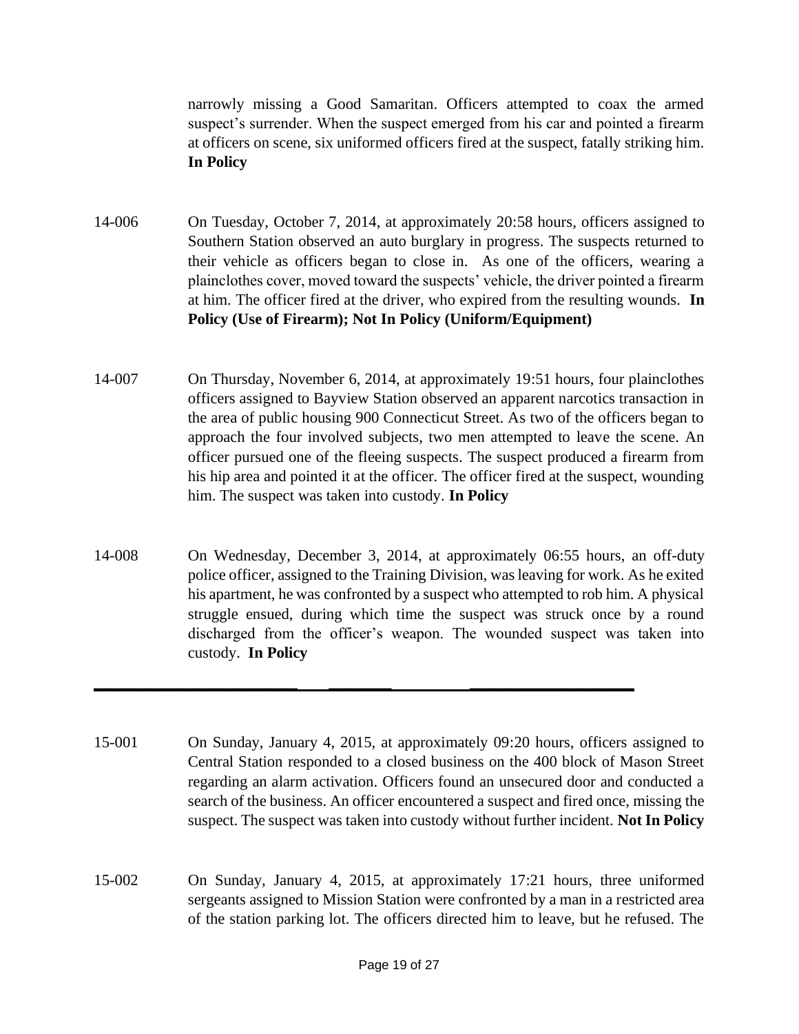narrowly missing a Good Samaritan. Officers attempted to coax the armed suspect's surrender. When the suspect emerged from his car and pointed a firearm at officers on scene, six uniformed officers fired at the suspect, fatally striking him. **In Policy**

14-006 On Tuesday, October 7, 2014, at approximately 20:58 hours, officers assigned to Southern Station observed an auto burglary in progress. The suspects returned to their vehicle as officers began to close in. As one of the officers, wearing a plainclothes cover, moved toward the suspects' vehicle, the driver pointed a firearm at him. The officer fired at the driver, who expired from the resulting wounds. **In Policy (Use of Firearm); Not In Policy (Uniform/Equipment)**

14-007 On Thursday, November 6, 2014, at approximately 19:51 hours, four plainclothes officers assigned to Bayview Station observed an apparent narcotics transaction in the area of public housing 900 Connecticut Street. As two of the officers began to approach the four involved subjects, two men attempted to leave the scene. An officer pursued one of the fleeing suspects. The suspect produced a firearm from his hip area and pointed it at the officer. The officer fired at the suspect, wounding him. The suspect was taken into custody. **In Policy**

14-008 On Wednesday, December 3, 2014, at approximately 06:55 hours, an off-duty police officer, assigned to the Training Division, was leaving for work. As he exited his apartment, he was confronted by a suspect who attempted to rob him. A physical struggle ensued, during which time the suspect was struck once by a round discharged from the officer's weapon. The wounded suspect was taken into custody. **In Policy**

---

15-001 On Sunday, January 4, 2015, at approximately 09:20 hours, officers assigned to Central Station responded to a closed business on the 400 block of Mason Street regarding an alarm activation. Officers found an unsecured door and conducted a search of the business. An officer encountered a suspect and fired once, missing the suspect. The suspect was taken into custody without further incident. **Not In Policy**

15-002 On Sunday, January 4, 2015, at approximately 17:21 hours, three uniformed sergeants assigned to Mission Station were confronted by a man in a restricted area of the station parking lot. The officers directed him to leave, but he refused. The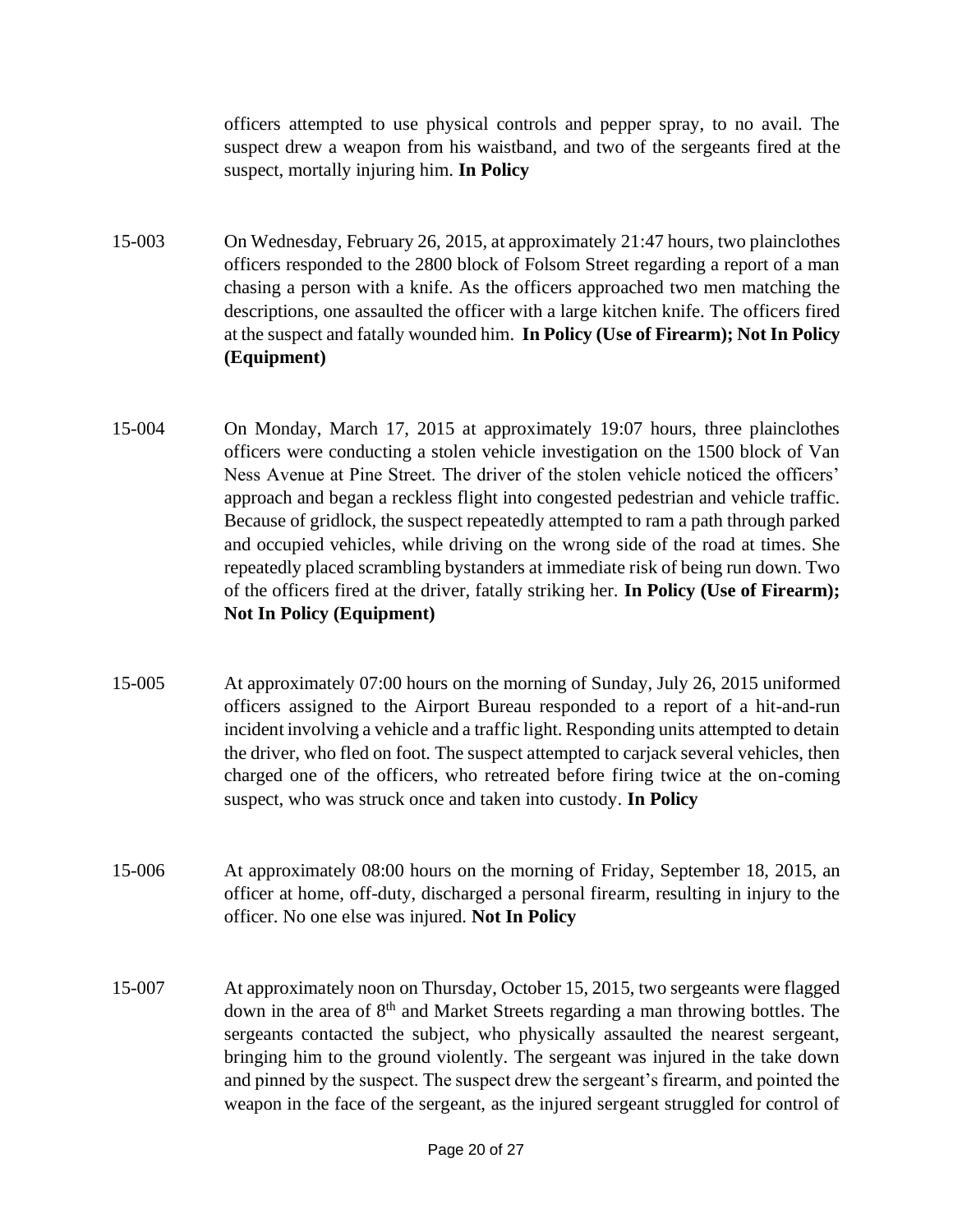officers attempted to use physical controls and pepper spray, to no avail. The suspect drew a weapon from his waistband, and two of the sergeants fired at the suspect, mortally injuring him. **In Policy**

15-003 On Wednesday, February 26, 2015, at approximately 21:47 hours, two plainclothes officers responded to the 2800 block of Folsom Street regarding a report of a man chasing a person with a knife. As the officers approached two men matching the descriptions, one assaulted the officer with a large kitchen knife. The officers fired at the suspect and fatally wounded him. **In Policy (Use of Firearm); Not In Policy (Equipment)**

15-004 On Monday, March 17, 2015 at approximately 19:07 hours, three plainclothes officers were conducting a stolen vehicle investigation on the 1500 block of Van Ness Avenue at Pine Street. The driver of the stolen vehicle noticed the officers' approach and began a reckless flight into congested pedestrian and vehicle traffic. Because of gridlock, the suspect repeatedly attempted to ram a path through parked and occupied vehicles, while driving on the wrong side of the road at times. She repeatedly placed scrambling bystanders at immediate risk of being run down. Two of the officers fired at the driver, fatally striking her. **In Policy (Use of Firearm); Not In Policy (Equipment)**

15-005 At approximately 07:00 hours on the morning of Sunday, July 26, 2015 uniformed officers assigned to the Airport Bureau responded to a report of a hit-and-run incident involving a vehicle and a traffic light. Responding units attempted to detain the driver, who fled on foot. The suspect attempted to carjack several vehicles, then charged one of the officers, who retreated before firing twice at the on-coming suspect, who was struck once and taken into custody. **In Policy**

15-006 At approximately 08:00 hours on the morning of Friday, September 18, 2015, an officer at home, off-duty, discharged a personal firearm, resulting in injury to the officer. No one else was injured. **Not In Policy**

15-007 At approximately noon on Thursday, October 15, 2015, two sergeants were flagged down in the area of 8th and Market Streets regarding a man throwing bottles. The sergeants contacted the subject, who physically assaulted the nearest sergeant, bringing him to the ground violently. The sergeant was injured in the take down and pinned by the suspect. The suspect drew the sergeant's firearm, and pointed the weapon in the face of the sergeant, as the injured sergeant struggled for control of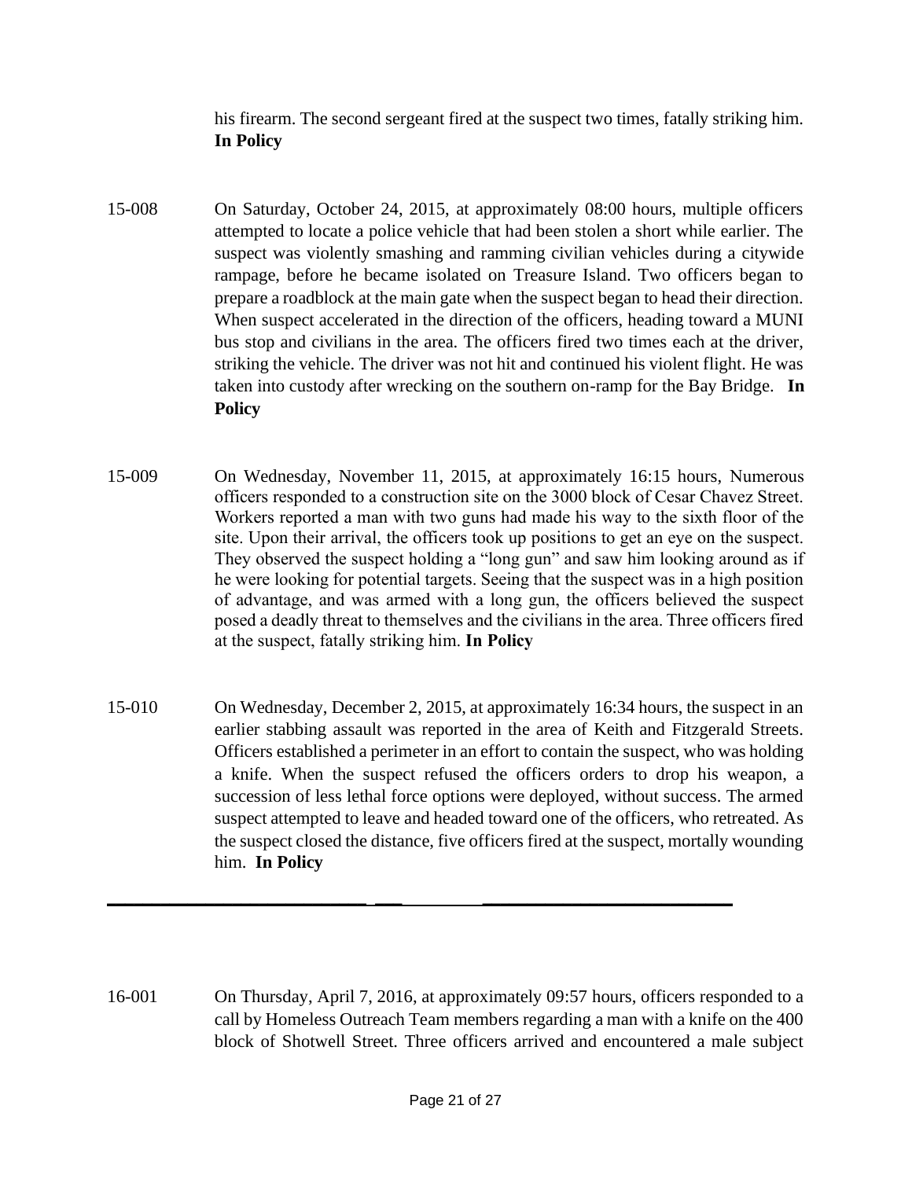his firearm. The second sergeant fired at the suspect two times, fatally striking him. **In Policy**

15-008 On Saturday, October 24, 2015, at approximately 08:00 hours, multiple officers attempted to locate a police vehicle that had been stolen a short while earlier. The suspect was violently smashing and ramming civilian vehicles during a citywide rampage, before he became isolated on Treasure Island. Two officers began to prepare a roadblock at the main gate when the suspect began to head their direction. When suspect accelerated in the direction of the officers, heading toward a MUNI bus stop and civilians in the area. The officers fired two times each at the driver, striking the vehicle. The driver was not hit and continued his violent flight. He was taken into custody after wrecking on the southern on-ramp for the Bay Bridge. **In Policy**

15-009 On Wednesday, November 11, 2015, at approximately 16:15 hours, Numerous officers responded to a construction site on the 3000 block of Cesar Chavez Street. Workers reported a man with two guns had made his way to the sixth floor of the site. Upon their arrival, the officers took up positions to get an eye on the suspect. They observed the suspect holding a "long gun" and saw him looking around as if he were looking for potential targets. Seeing that the suspect was in a high position of advantage, and was armed with a long gun, the officers believed the suspect posed a deadly threat to themselves and the civilians in the area. Three officers fired at the suspect, fatally striking him. **In Policy**

15-010 On Wednesday, December 2, 2015, at approximately 16:34 hours, the suspect in an earlier stabbing assault was reported in the area of Keith and Fitzgerald Streets. Officers established a perimeter in an effort to contain the suspect, who was holding a knife. When the suspect refused the officers orders to drop his weapon, a succession of less lethal force options were deployed, without success. The armed suspect attempted to leave and headed toward one of the officers, who retreated. As the suspect closed the distance, five officers fired at the suspect, mortally wounding him. **In Policy**

---

16-001 On Thursday, April 7, 2016, at approximately 09:57 hours, officers responded to a call by Homeless Outreach Team members regarding a man with a knife on the 400 block of Shotwell Street. Three officers arrived and encountered a male subject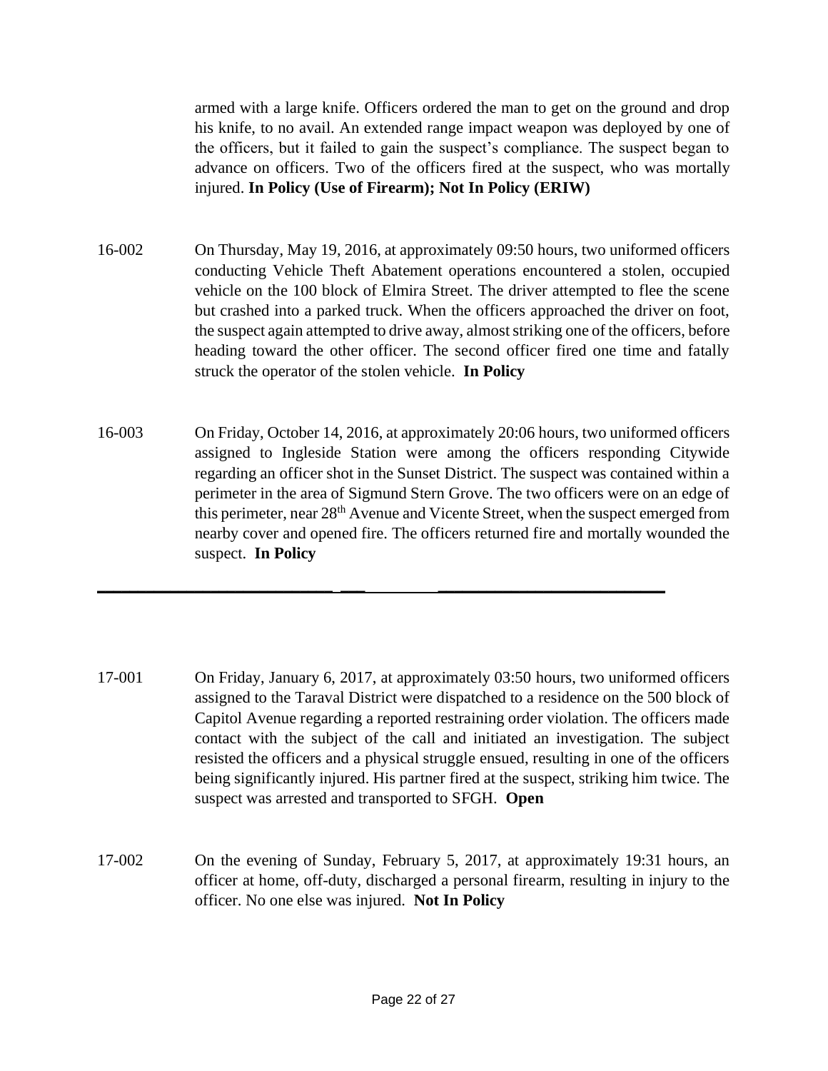armed with a large knife. Officers ordered the man to get on the ground and drop his knife, to no avail. An extended range impact weapon was deployed by one of the officers, but it failed to gain the suspect's compliance. The suspect began to advance on officers. Two of the officers fired at the suspect, who was mortally injured. **In Policy (Use of Firearm); Not In Policy (ERIW)**

16-002 On Thursday, May 19, 2016, at approximately 09:50 hours, two uniformed officers conducting Vehicle Theft Abatement operations encountered a stolen, occupied vehicle on the 100 block of Elmira Street. The driver attempted to flee the scene but crashed into a parked truck. When the officers approached the driver on foot, the suspect again attempted to drive away, almost striking one of the officers, before heading toward the other officer. The second officer fired one time and fatally struck the operator of the stolen vehicle. **In Policy**

16-003 On Friday, October 14, 2016, at approximately 20:06 hours, two uniformed officers assigned to Ingleside Station were among the officers responding Citywide regarding an officer shot in the Sunset District. The suspect was contained within a perimeter in the area of Sigmund Stern Grove. The two officers were on an edge of this perimeter, near 28th Avenue and Vicente Street, when the suspect emerged from nearby cover and opened fire. The officers returned fire and mortally wounded the suspect. **In Policy**

---

17-001 On Friday, January 6, 2017, at approximately 03:50 hours, two uniformed officers assigned to the Taraval District were dispatched to a residence on the 500 block of Capitol Avenue regarding a reported restraining order violation. The officers made contact with the subject of the call and initiated an investigation. The subject resisted the officers and a physical struggle ensued, resulting in one of the officers being significantly injured. His partner fired at the suspect, striking him twice. The suspect was arrested and transported to SFGH. **Open**

17-002 On the evening of Sunday, February 5, 2017, at approximately 19:31 hours, an officer at home, off-duty, discharged a personal firearm, resulting in injury to the officer. No one else was injured. **Not In Policy**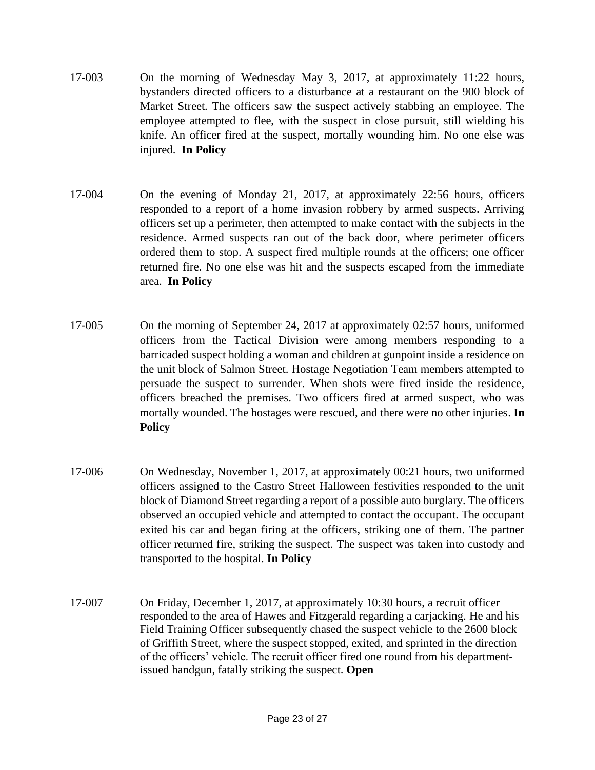17-003 On the morning of Wednesday May 3, 2017, at approximately 11:22 hours, bystanders directed officers to a disturbance at a restaurant on the 900 block of Market Street. The officers saw the suspect actively stabbing an employee. The employee attempted to flee, with the suspect in close pursuit, still wielding his knife. An officer fired at the suspect, mortally wounding him. No one else was injured. **In Policy**

17-004 On the evening of Monday 21, 2017, at approximately 22:56 hours, officers responded to a report of a home invasion robbery by armed suspects. Arriving officers set up a perimeter, then attempted to make contact with the subjects in the residence. Armed suspects ran out of the back door, where perimeter officers ordered them to stop. A suspect fired multiple rounds at the officers; one officer returned fire. No one else was hit and the suspects escaped from the immediate area. **In Policy**

17-005 On the morning of September 24, 2017 at approximately 02:57 hours, uniformed officers from the Tactical Division were among members responding to a barricaded suspect holding a woman and children at gunpoint inside a residence on the unit block of Salmon Street. Hostage Negotiation Team members attempted to persuade the suspect to surrender. When shots were fired inside the residence, officers breached the premises. Two officers fired at armed suspect, who was mortally wounded. The hostages were rescued, and there were no other injuries. **In Policy**

17-006 On Wednesday, November 1, 2017, at approximately 00:21 hours, two uniformed officers assigned to the Castro Street Halloween festivities responded to the unit block of Diamond Street regarding a report of a possible auto burglary. The officers observed an occupied vehicle and attempted to contact the occupant. The occupant exited his car and began firing at the officers, striking one of them. The partner officer returned fire, striking the suspect. The suspect was taken into custody and transported to the hospital. **In Policy**

17-007 On Friday, December 1, 2017, at approximately 10:30 hours, a recruit officer responded to the area of Hawes and Fitzgerald regarding a carjacking. He and his Field Training Officer subsequently chased the suspect vehicle to the 2600 block of Griffith Street, where the suspect stopped, exited, and sprinted in the direction of the officers' vehicle. The recruit officer fired one round from his department-issued handgun, fatally striking the suspect. **Open**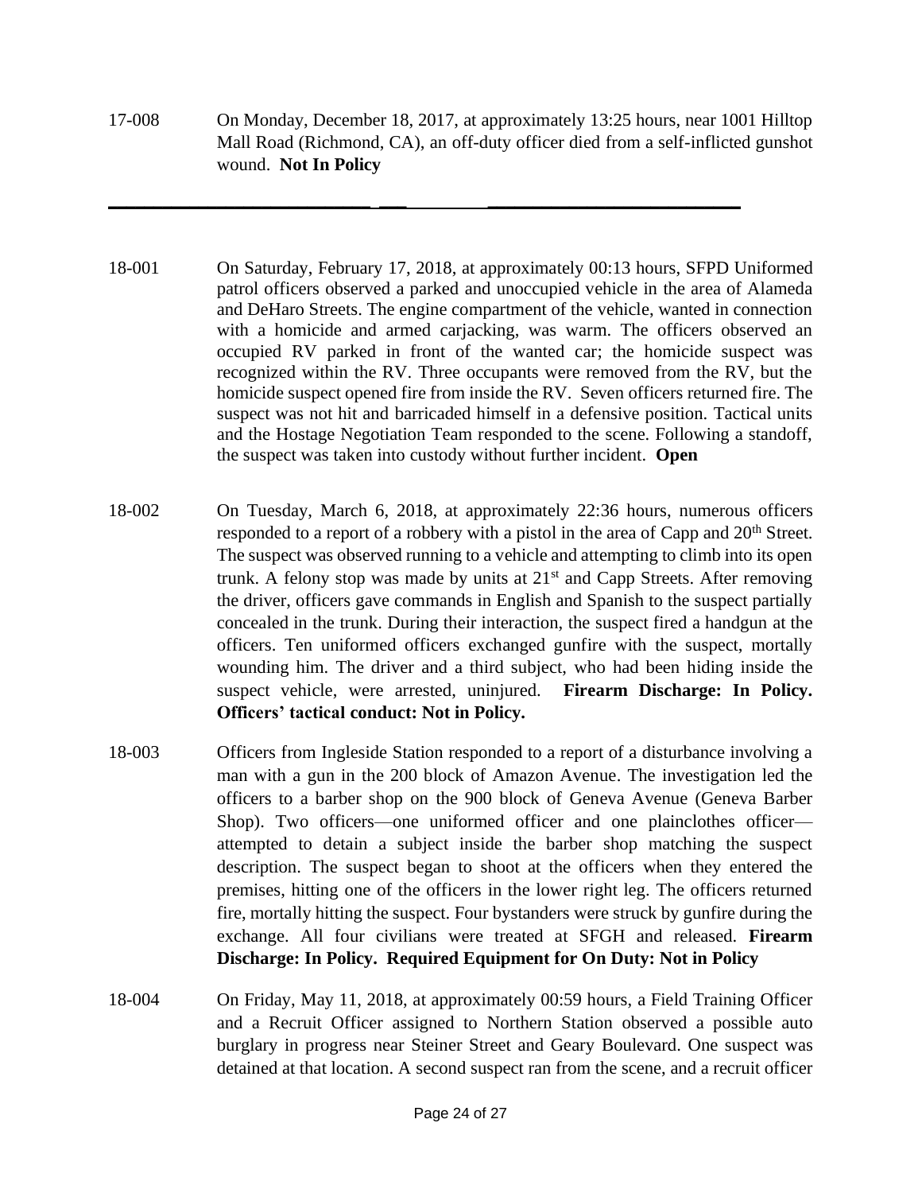17-008 On Monday, December 18, 2017, at approximately 13:25 hours, near 1001 Hilltop Mall Road (Richmond, CA), an off-duty officer died from a self-inflicted gunshot wound. **Not In Policy**

---

18-001 On Saturday, February 17, 2018, at approximately 00:13 hours, SFPD Uniformed patrol officers observed a parked and unoccupied vehicle in the area of Alameda and DeHaro Streets. The engine compartment of the vehicle, wanted in connection with a homicide and armed carjacking, was warm. The officers observed an occupied RV parked in front of the wanted car; the homicide suspect was recognized within the RV. Three occupants were removed from the RV, but the homicide suspect opened fire from inside the RV. Seven officers returned fire. The suspect was not hit and barricaded himself in a defensive position. Tactical units and the Hostage Negotiation Team responded to the scene. Following a standoff, the suspect was taken into custody without further incident. **Open**

18-002 On Tuesday, March 6, 2018, at approximately 22:36 hours, numerous officers responded to a report of a robbery with a pistol in the area of Capp and 20th Street. The suspect was observed running to a vehicle and attempting to climb into its open trunk. A felony stop was made by units at 21st and Capp Streets. After removing the driver, officers gave commands in English and Spanish to the suspect partially concealed in the trunk. During their interaction, the suspect fired a handgun at the officers. Ten uniformed officers exchanged gunfire with the suspect, mortally wounding him. The driver and a third subject, who had been hiding inside the suspect vehicle, were arrested, uninjured. **Firearm Discharge: In Policy. Officers' tactical conduct: Not in Policy.**

18-003 Officers from Ingleside Station responded to a report of a disturbance involving a man with a gun in the 200 block of Amazon Avenue. The investigation led the officers to a barber shop on the 900 block of Geneva Avenue (Geneva Barber Shop). Two officers—one uniformed officer and one plainclothes officer—attempted to detain a subject inside the barber shop matching the suspect description. The suspect began to shoot at the officers when they entered the premises, hitting one of the officers in the lower right leg. The officers returned fire, mortally hitting the suspect. Four bystanders were struck by gunfire during the exchange. All four civilians were treated at SFGH and released. **Firearm Discharge: In Policy. Required Equipment for On Duty: Not in Policy**

18-004 On Friday, May 11, 2018, at approximately 00:59 hours, a Field Training Officer and a Recruit Officer assigned to Northern Station observed a possible auto burglary in progress near Steiner Street and Geary Boulevard. One suspect was detained at that location. A second suspect ran from the scene, and a recruit officer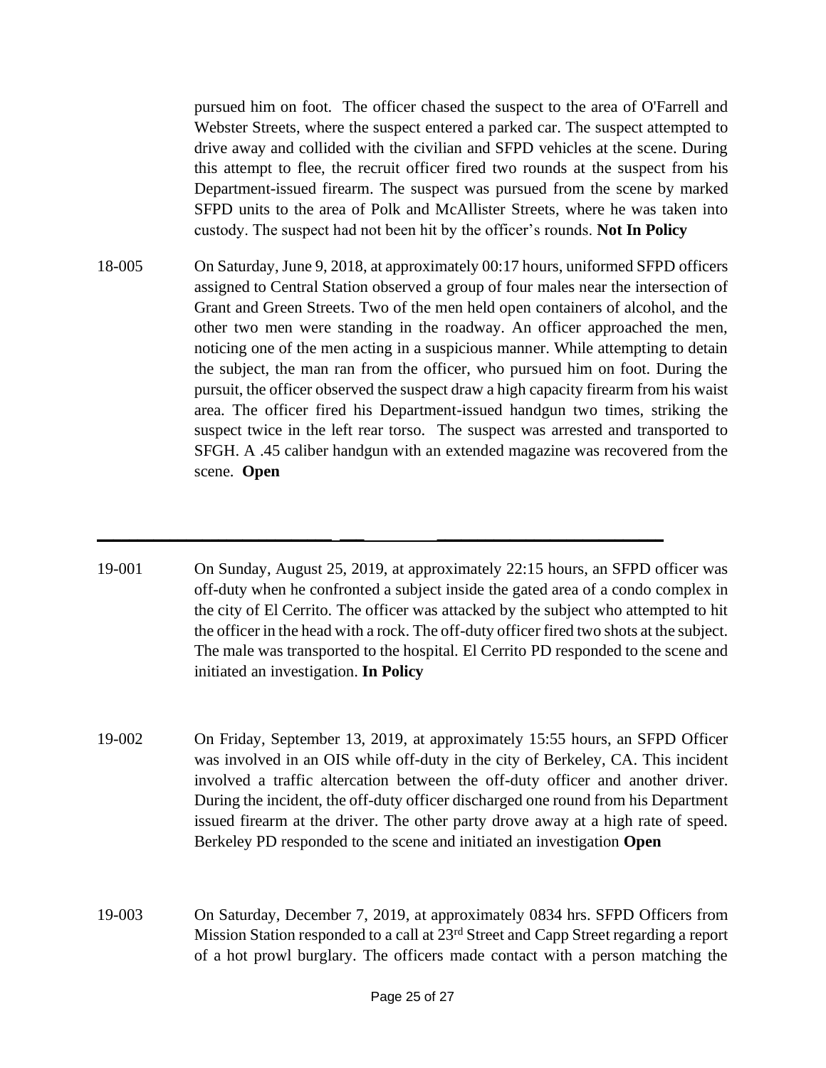pursued him on foot. The officer chased the suspect to the area of O'Farrell and Webster Streets, where the suspect entered a parked car. The suspect attempted to drive away and collided with the civilian and SFPD vehicles at the scene. During this attempt to flee, the recruit officer fired two rounds at the suspect from his Department-issued firearm. The suspect was pursued from the scene by marked SFPD units to the area of Polk and McAllister Streets, where he was taken into custody. The suspect had not been hit by the officer's rounds. **Not In Policy**

18-005 On Saturday, June 9, 2018, at approximately 00:17 hours, uniformed SFPD officers assigned to Central Station observed a group of four males near the intersection of Grant and Green Streets. Two of the men held open containers of alcohol, and the other two men were standing in the roadway. An officer approached the men, noticing one of the men acting in a suspicious manner. While attempting to detain the subject, the man ran from the officer, who pursued him on foot. During the pursuit, the officer observed the suspect draw a high capacity firearm from his waist area. The officer fired his Department-issued handgun two times, striking the suspect twice in the left rear torso. The suspect was arrested and transported to SFGH. A .45 caliber handgun with an extended magazine was recovered from the scene. **Open**

---

19-001 On Sunday, August 25, 2019, at approximately 22:15 hours, an SFPD officer was off-duty when he confronted a subject inside the gated area of a condo complex in the city of El Cerrito. The officer was attacked by the subject who attempted to hit the officer in the head with a rock. The off-duty officer fired two shots at the subject. The male was transported to the hospital. El Cerrito PD responded to the scene and initiated an investigation. **In Policy**

19-002 On Friday, September 13, 2019, at approximately 15:55 hours, an SFPD Officer was involved in an OIS while off-duty in the city of Berkeley, CA. This incident involved a traffic altercation between the off-duty officer and another driver. During the incident, the off-duty officer discharged one round from his Department issued firearm at the driver. The other party drove away at a high rate of speed. Berkeley PD responded to the scene and initiated an investigation **Open**

19-003 On Saturday, December 7, 2019, at approximately 0834 hrs. SFPD Officers from Mission Station responded to a call at 23rd Street and Capp Street regarding a report of a hot prowl burglary. The officers made contact with a person matching the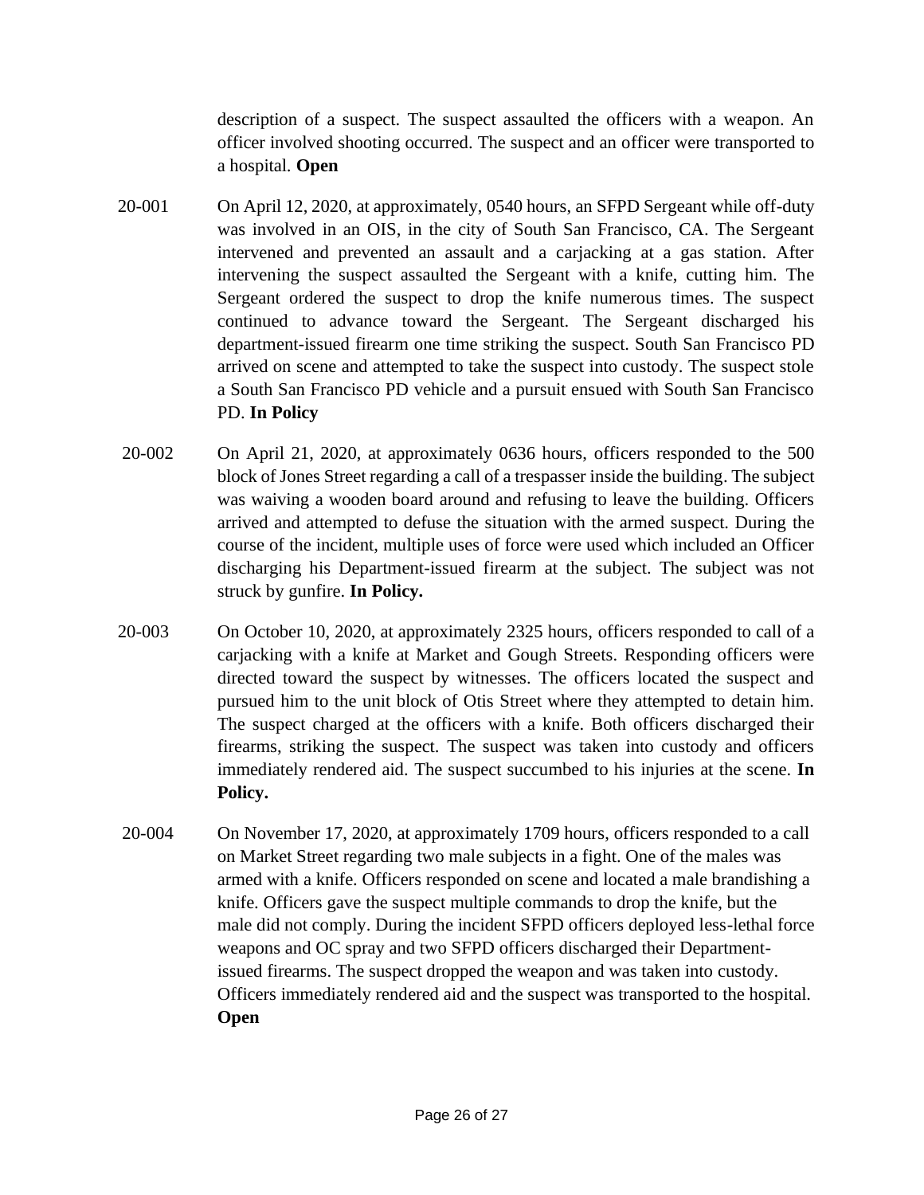description of a suspect. The suspect assaulted the officers with a weapon. An officer involved shooting occurred. The suspect and an officer were transported to a hospital. **Open**

20-001 On April 12, 2020, at approximately, 0540 hours, an SFPD Sergeant while off-duty was involved in an OIS, in the city of South San Francisco, CA. The Sergeant intervened and prevented an assault and a carjacking at a gas station. After intervening the suspect assaulted the Sergeant with a knife, cutting him. The Sergeant ordered the suspect to drop the knife numerous times. The suspect continued to advance toward the Sergeant. The Sergeant discharged his department-issued firearm one time striking the suspect. South San Francisco PD arrived on scene and attempted to take the suspect into custody. The suspect stole a South San Francisco PD vehicle and a pursuit ensued with South San Francisco PD. **In Policy**

20-002 On April 21, 2020, at approximately 0636 hours, officers responded to the 500 block of Jones Street regarding a call of a trespasser inside the building. The subject was waiving a wooden board around and refusing to leave the building. Officers arrived and attempted to defuse the situation with the armed suspect. During the course of the incident, multiple uses of force were used which included an Officer discharging his Department-issued firearm at the subject. The subject was not struck by gunfire. **In Policy.**

20-003 On October 10, 2020, at approximately 2325 hours, officers responded to call of a carjacking with a knife at Market and Gough Streets. Responding officers were directed toward the suspect by witnesses. The officers located the suspect and pursued him to the unit block of Otis Street where they attempted to detain him. The suspect charged at the officers with a knife. Both officers discharged their firearms, striking the suspect. The suspect was taken into custody and officers immediately rendered aid. The suspect succumbed to his injuries at the scene. **In Policy.**

20-004 On November 17, 2020, at approximately 1709 hours, officers responded to a call on Market Street regarding two male subjects in a fight. One of the males was armed with a knife. Officers responded on scene and located a male brandishing a knife. Officers gave the suspect multiple commands to drop the knife, but the male did not comply. During the incident SFPD officers deployed less-lethal force weapons and OC spray and two SFPD officers discharged their Department-issued firearms. The suspect dropped the weapon and was taken into custody. Officers immediately rendered aid and the suspect was transported to the hospital. **Open**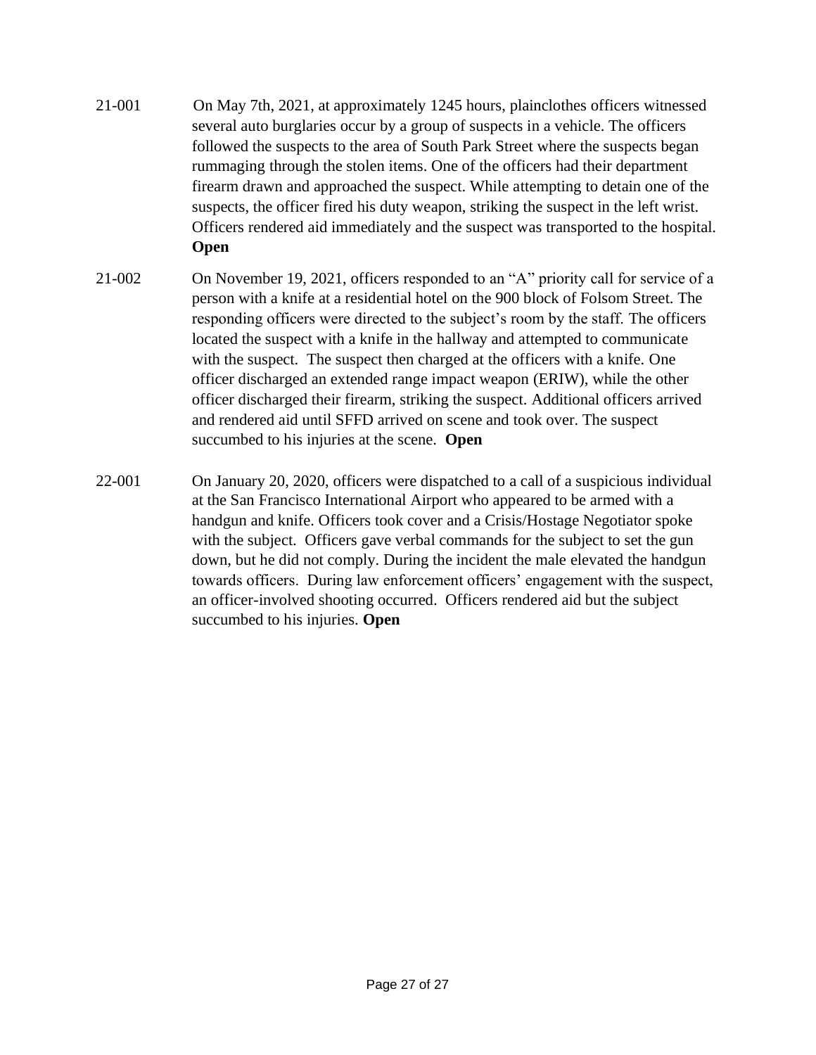21-001 On May 7th, 2021, at approximately 1245 hours, plainclothes officers witnessed several auto burglaries occur by a group of suspects in a vehicle. The officers followed the suspects to the area of South Park Street where the suspects began rummaging through the stolen items. One of the officers had their department firearm drawn and approached the suspect. While attempting to detain one of the suspects, the officer fired his duty weapon, striking the suspect in the left wrist. Officers rendered aid immediately and the suspect was transported to the hospital. **Open**

21-002 On November 19, 2021, officers responded to an "A" priority call for service of a person with a knife at a residential hotel on the 900 block of Folsom Street. The responding officers were directed to the subject's room by the staff. The officers located the suspect with a knife in the hallway and attempted to communicate with the suspect. The suspect then charged at the officers with a knife. One officer discharged an extended range impact weapon (ERIW), while the other officer discharged their firearm, striking the suspect. Additional officers arrived and rendered aid until SFFD arrived on scene and took over. The suspect succumbed to his injuries at the scene. **Open**

22-001 On January 20, 2020, officers were dispatched to a call of a suspicious individual at the San Francisco International Airport who appeared to be armed with a handgun and knife. Officers took cover and a Crisis/Hostage Negotiator spoke with the subject. Officers gave verbal commands for the subject to set the gun down, but he did not comply. During the incident the male elevated the handgun towards officers. During law enforcement officers' engagement with the suspect, an officer-involved shooting occurred. Officers rendered aid but the subject succumbed to his injuries. **Open**